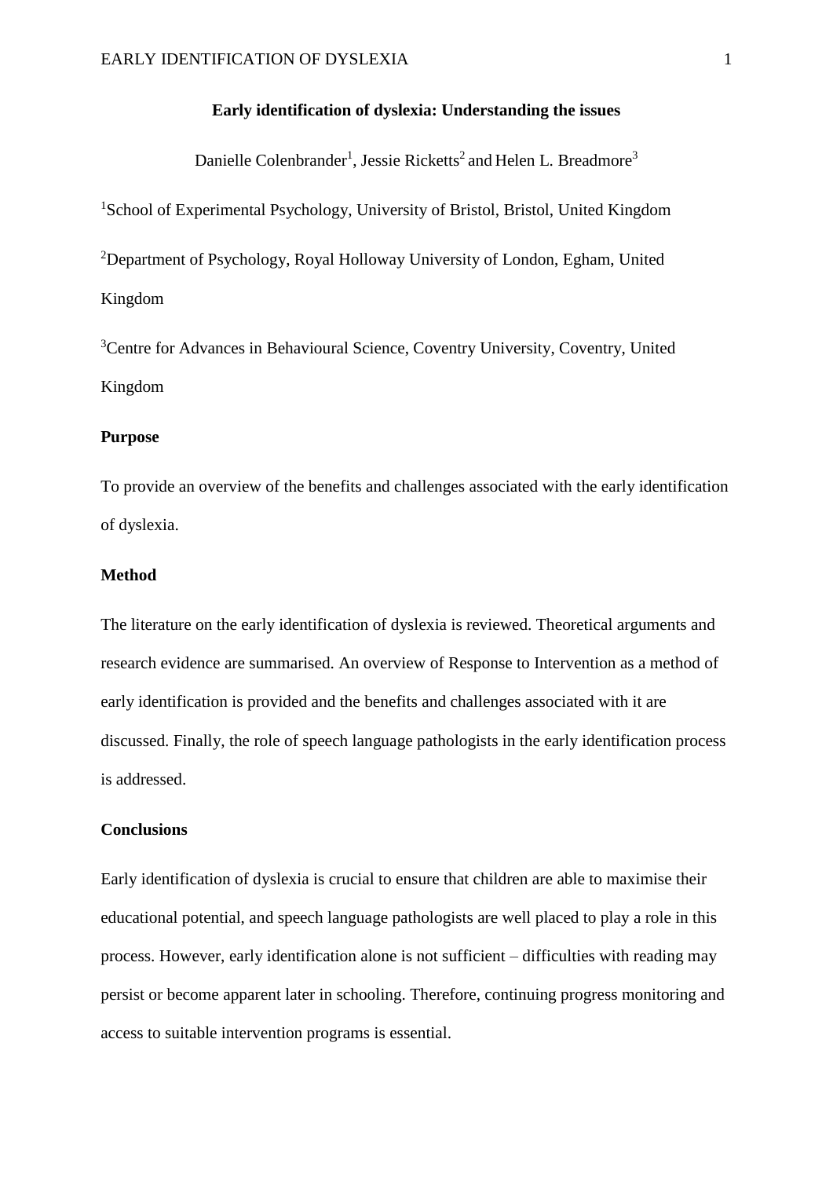# Early identification of dyslexia: Understanding the issues

Danielle Colenbrander[1], Jessie Ricketts[2] and Helen L. Breadmore[3]

[1]School of Experimental Psychology, University of Bristol, Bristol, United Kingdom

[2]Department of Psychology, Royal Holloway University of London, Egham, United Kingdom

[3]Centre for Advances in Behavioural Science, Coventry University, Coventry, United Kingdom

## Purpose

To provide an overview of the benefits and challenges associated with the early identification of dyslexia.

## Method

The literature on the early identification of dyslexia is reviewed. Theoretical arguments and research evidence are summarised. An overview of Response to Intervention as a method of early identification is provided and the benefits and challenges associated with it are discussed. Finally, the role of speech language pathologists in the early identification process is addressed.

## Conclusions

Early identification of dyslexia is crucial to ensure that children are able to maximise their educational potential, and speech language pathologists are well placed to play a role in this process. However, early identification alone is not sufficient – difficulties with reading may persist or become apparent later in schooling. Therefore, continuing progress monitoring and access to suitable intervention programs is essential.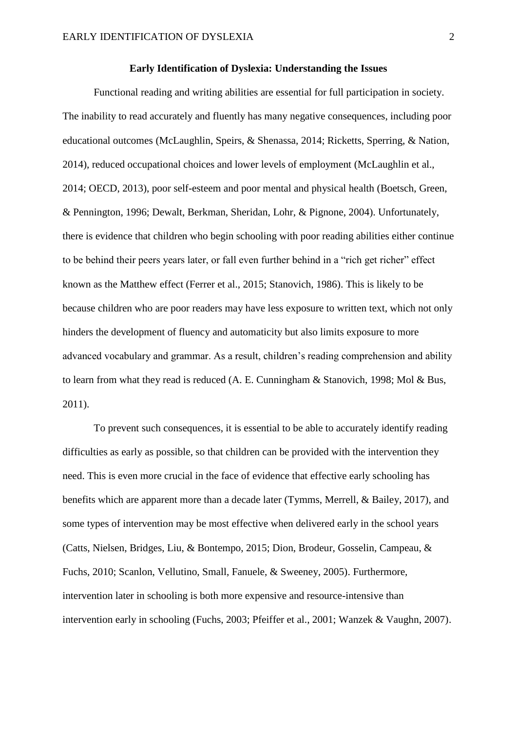**Early Identification of Dyslexia: Understanding the Issues**

Functional reading and writing abilities are essential for full participation in society. The inability to read accurately and fluently has many negative consequences, including poor educational outcomes (McLaughlin, Speirs, & Shenassa, 2014; Ricketts, Sperring, & Nation, 2014), reduced occupational choices and lower levels of employment (McLaughlin et al., 2014; OECD, 2013), poor self-esteem and poor mental and physical health (Boetsch, Green, & Pennington, 1996; Dewalt, Berkman, Sheridan, Lohr, & Pignone, 2004). Unfortunately, there is evidence that children who begin schooling with poor reading abilities either continue to be behind their peers years later, or fall even further behind in a "rich get richer" effect known as the Matthew effect (Ferrer et al., 2015; Stanovich, 1986). This is likely to be because children who are poor readers may have less exposure to written text, which not only hinders the development of fluency and automaticity but also limits exposure to more advanced vocabulary and grammar. As a result, children's reading comprehension and ability to learn from what they read is reduced (A. E. Cunningham & Stanovich, 1998; Mol & Bus, 2011).

To prevent such consequences, it is essential to be able to accurately identify reading difficulties as early as possible, so that children can be provided with the intervention they need. This is even more crucial in the face of evidence that effective early schooling has benefits which are apparent more than a decade later (Tymms, Merrell, & Bailey, 2017), and some types of intervention may be most effective when delivered early in the school years (Catts, Nielsen, Bridges, Liu, & Bontempo, 2015; Dion, Brodeur, Gosselin, Campeau, & Fuchs, 2010; Scanlon, Vellutino, Small, Fanuele, & Sweeney, 2005). Furthermore, intervention later in schooling is both more expensive and resource-intensive than intervention early in schooling (Fuchs, 2003; Pfeiffer et al., 2001; Wanzek & Vaughn, 2007).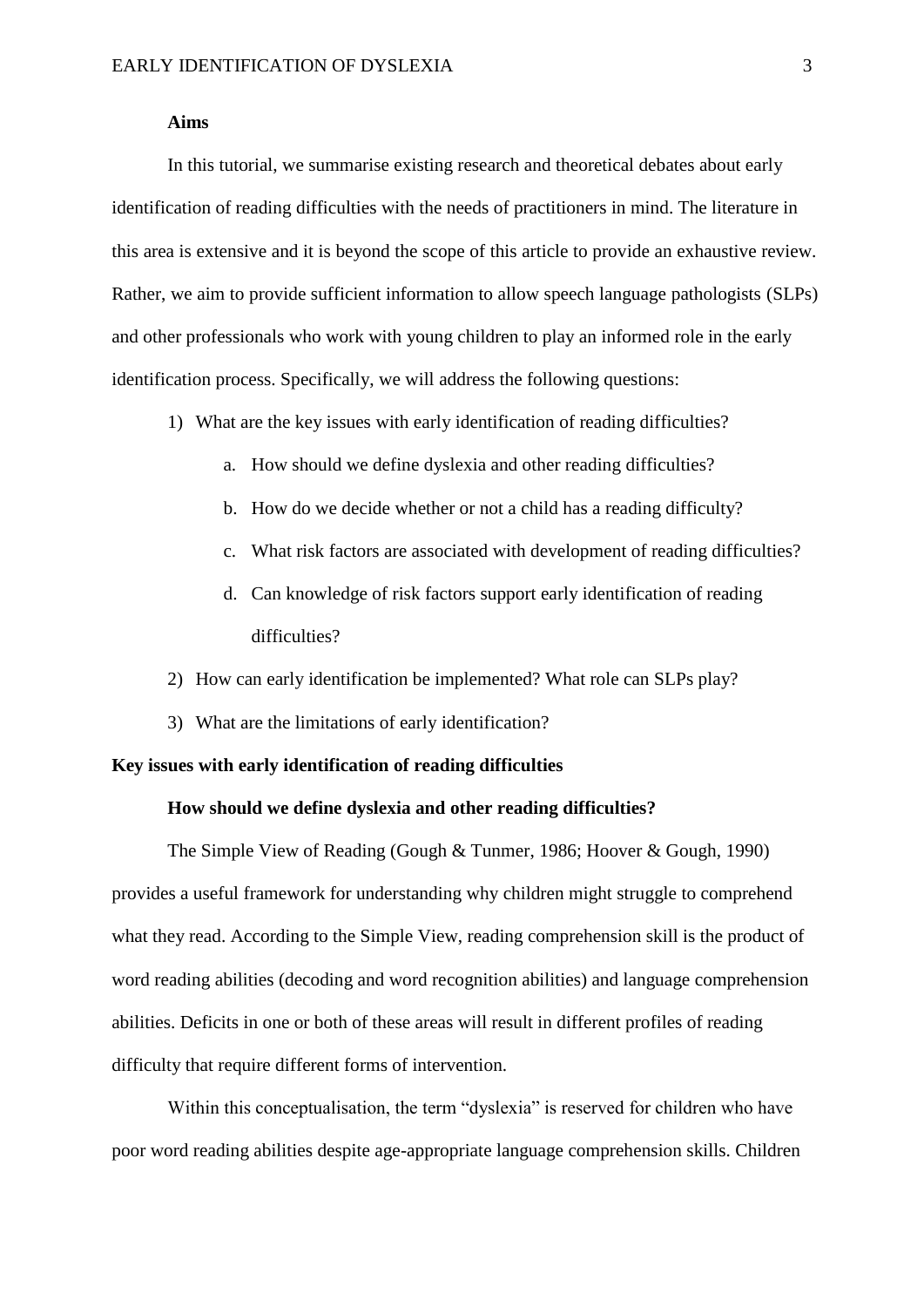### Aims

In this tutorial, we summarise existing research and theoretical debates about early identification of reading difficulties with the needs of practitioners in mind. The literature in this area is extensive and it is beyond the scope of this article to provide an exhaustive review. Rather, we aim to provide sufficient information to allow speech language pathologists (SLPs) and other professionals who work with young children to play an informed role in the early identification process. Specifically, we will address the following questions:

1) What are the key issues with early identification of reading difficulties?
    a. How should we define dyslexia and other reading difficulties?
    b. How do we decide whether or not a child has a reading difficulty?
    c. What risk factors are associated with development of reading difficulties?
    d. Can knowledge of risk factors support early identification of reading difficulties?
2) How can early identification be implemented? What role can SLPs play?
3) What are the limitations of early identification?

## Key issues with early identification of reading difficulties

### How should we define dyslexia and other reading difficulties?

The Simple View of Reading (Gough & Tunmer, 1986; Hoover & Gough, 1990) provides a useful framework for understanding why children might struggle to comprehend what they read. According to the Simple View, reading comprehension skill is the product of word reading abilities (decoding and word recognition abilities) and language comprehension abilities. Deficits in one or both of these areas will result in different profiles of reading difficulty that require different forms of intervention.

Within this conceptualisation, the term "dyslexia" is reserved for children who have poor word reading abilities despite age-appropriate language comprehension skills. Children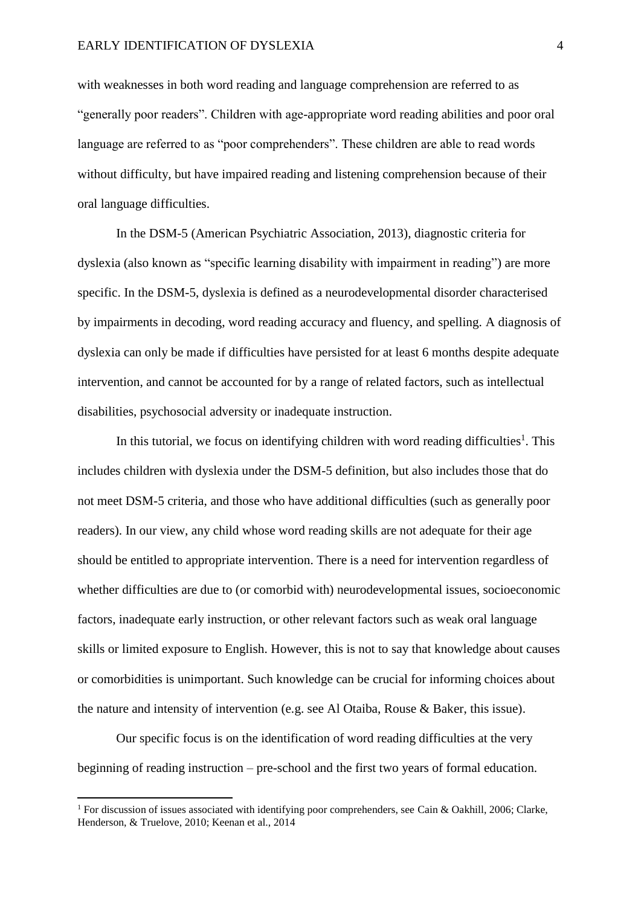with weaknesses in both word reading and language comprehension are referred to as "generally poor readers". Children with age-appropriate word reading abilities and poor oral language are referred to as "poor comprehenders". These children are able to read words without difficulty, but have impaired reading and listening comprehension because of their oral language difficulties.

In the DSM-5 (American Psychiatric Association, 2013), diagnostic criteria for dyslexia (also known as "specific learning disability with impairment in reading") are more specific. In the DSM-5, dyslexia is defined as a neurodevelopmental disorder characterised by impairments in decoding, word reading accuracy and fluency, and spelling. A diagnosis of dyslexia can only be made if difficulties have persisted for at least 6 months despite adequate intervention, and cannot be accounted for by a range of related factors, such as intellectual disabilities, psychosocial adversity or inadequate instruction.

In this tutorial, we focus on identifying children with word reading difficulties[1]. This includes children with dyslexia under the DSM-5 definition, but also includes those that do not meet DSM-5 criteria, and those who have additional difficulties (such as generally poor readers). In our view, any child whose word reading skills are not adequate for their age should be entitled to appropriate intervention. There is a need for intervention regardless of whether difficulties are due to (or comorbid with) neurodevelopmental issues, socioeconomic factors, inadequate early instruction, or other relevant factors such as weak oral language skills or limited exposure to English. However, this is not to say that knowledge about causes or comorbidities is unimportant. Such knowledge can be crucial for informing choices about the nature and intensity of intervention (e.g. see Al Otaiba, Rouse & Baker, this issue).

Our specific focus is on the identification of word reading difficulties at the very beginning of reading instruction – pre-school and the first two years of formal education.

---

[1] For discussion of issues associated with identifying poor comprehenders, see Cain & Oakhill, 2006; Clarke, Henderson, & Truelove, 2010; Keenan et al., 2014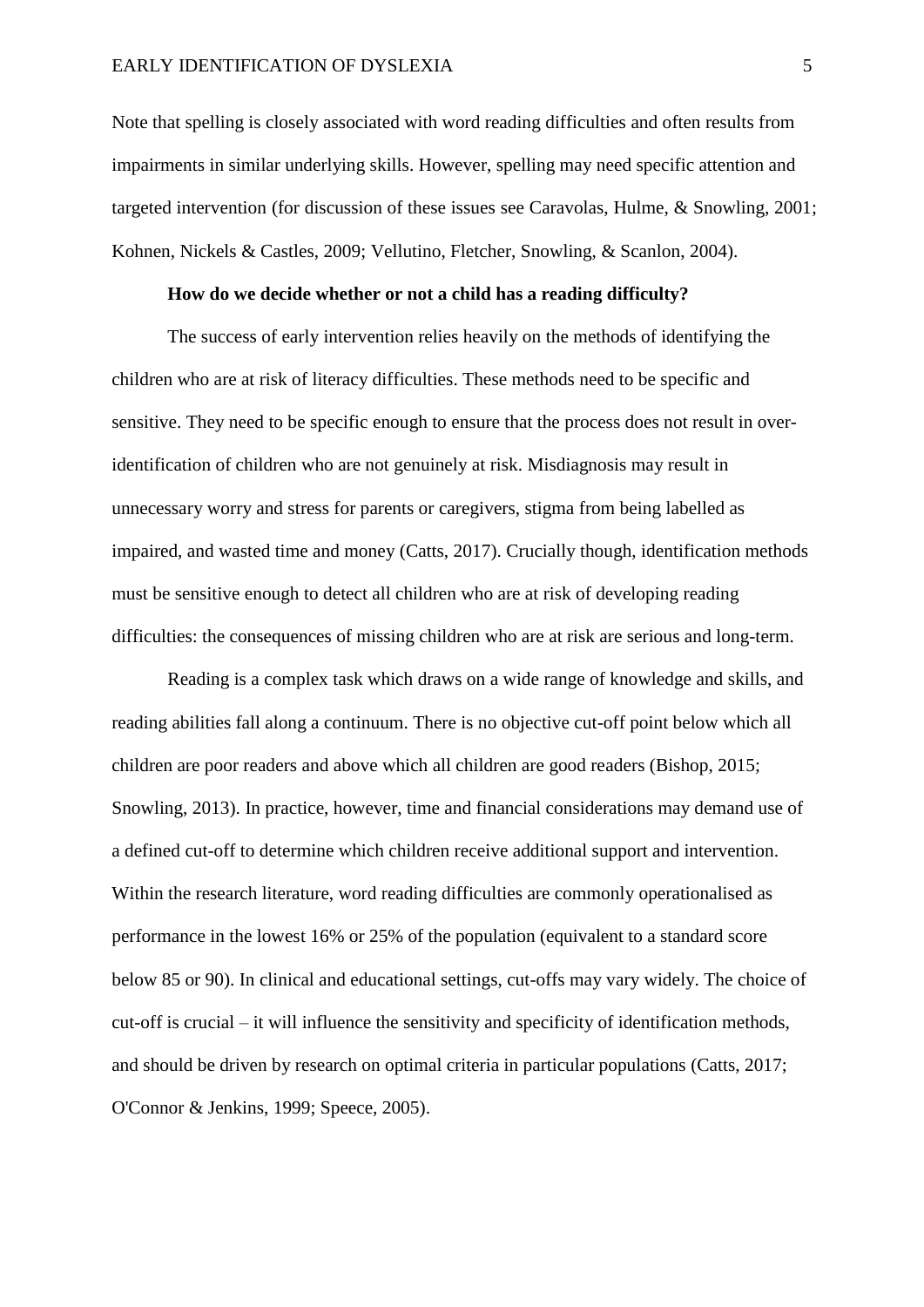Note that spelling is closely associated with word reading difficulties and often results from impairments in similar underlying skills. However, spelling may need specific attention and targeted intervention (for discussion of these issues see Caravolas, Hulme, & Snowling, 2001; Kohnen, Nickels & Castles, 2009; Vellutino, Fletcher, Snowling, & Scanlon, 2004).

## How do we decide whether or not a child has a reading difficulty?

The success of early intervention relies heavily on the methods of identifying the children who are at risk of literacy difficulties. These methods need to be specific and sensitive. They need to be specific enough to ensure that the process does not result in over-identification of children who are not genuinely at risk. Misdiagnosis may result in unnecessary worry and stress for parents or caregivers, stigma from being labelled as impaired, and wasted time and money (Catts, 2017). Crucially though, identification methods must be sensitive enough to detect all children who are at risk of developing reading difficulties: the consequences of missing children who are at risk are serious and long-term.

Reading is a complex task which draws on a wide range of knowledge and skills, and reading abilities fall along a continuum. There is no objective cut-off point below which all children are poor readers and above which all children are good readers (Bishop, 2015; Snowling, 2013). In practice, however, time and financial considerations may demand use of a defined cut-off to determine which children receive additional support and intervention. Within the research literature, word reading difficulties are commonly operationalised as performance in the lowest 16% or 25% of the population (equivalent to a standard score below 85 or 90). In clinical and educational settings, cut-offs may vary widely. The choice of cut-off is crucial – it will influence the sensitivity and specificity of identification methods, and should be driven by research on optimal criteria in particular populations (Catts, 2017; O'Connor & Jenkins, 1999; Speece, 2005).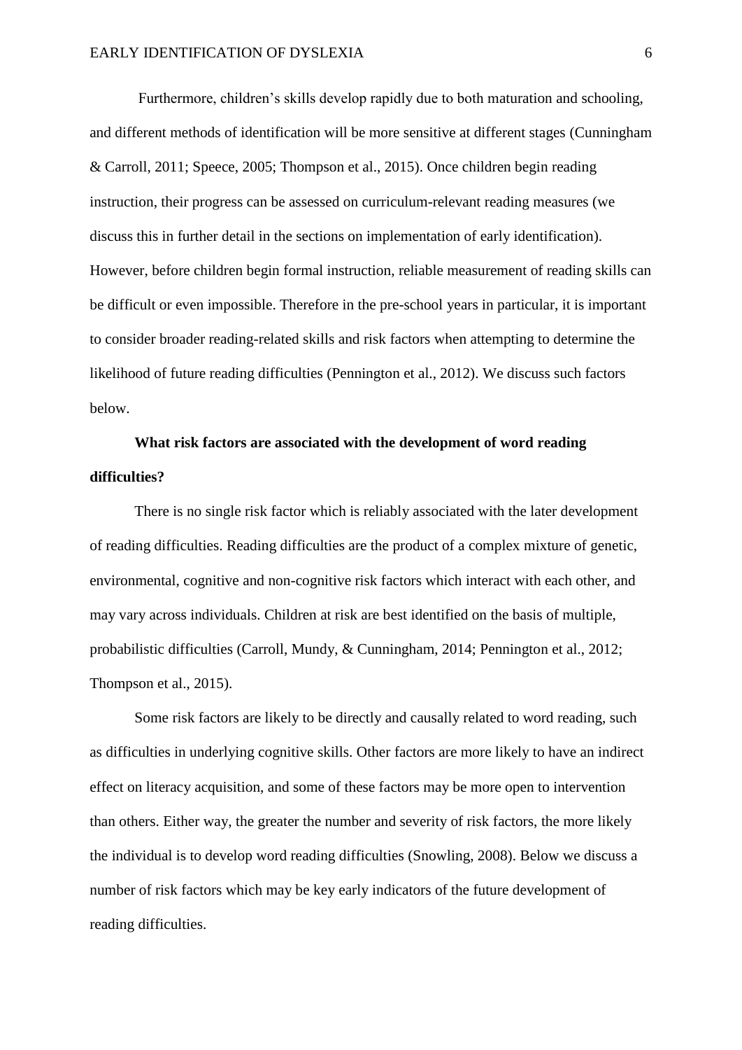Furthermore, children's skills develop rapidly due to both maturation and schooling, and different methods of identification will be more sensitive at different stages (Cunningham & Carroll, 2011; Speece, 2005; Thompson et al., 2015). Once children begin reading instruction, their progress can be assessed on curriculum-relevant reading measures (we discuss this in further detail in the sections on implementation of early identification). However, before children begin formal instruction, reliable measurement of reading skills can be difficult or even impossible. Therefore in the pre-school years in particular, it is important to consider broader reading-related skills and risk factors when attempting to determine the likelihood of future reading difficulties (Pennington et al., 2012). We discuss such factors below.

## What risk factors are associated with the development of word reading difficulties?

There is no single risk factor which is reliably associated with the later development of reading difficulties. Reading difficulties are the product of a complex mixture of genetic, environmental, cognitive and non-cognitive risk factors which interact with each other, and may vary across individuals. Children at risk are best identified on the basis of multiple, probabilistic difficulties (Carroll, Mundy, & Cunningham, 2014; Pennington et al., 2012; Thompson et al., 2015).

Some risk factors are likely to be directly and causally related to word reading, such as difficulties in underlying cognitive skills. Other factors are more likely to have an indirect effect on literacy acquisition, and some of these factors may be more open to intervention than others. Either way, the greater the number and severity of risk factors, the more likely the individual is to develop word reading difficulties (Snowling, 2008). Below we discuss a number of risk factors which may be key early indicators of the future development of reading difficulties.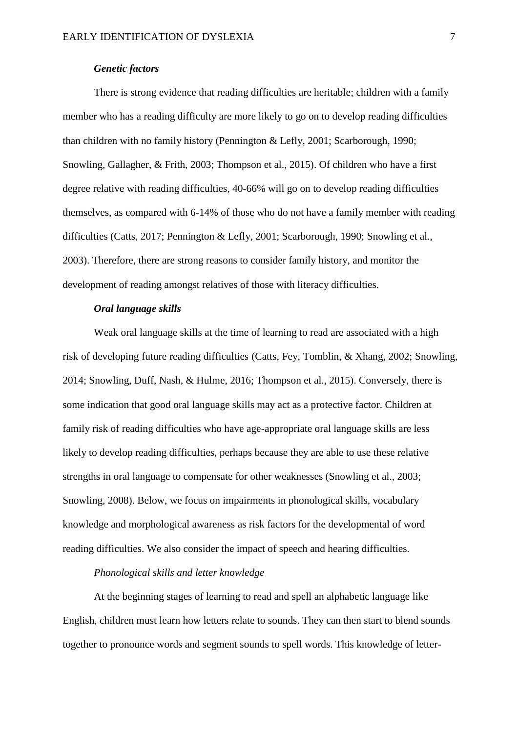### *Genetic factors*

There is strong evidence that reading difficulties are heritable; children with a family member who has a reading difficulty are more likely to go on to develop reading difficulties than children with no family history (Pennington & Lefly, 2001; Scarborough, 1990; Snowling, Gallagher, & Frith, 2003; Thompson et al., 2015). Of children who have a first degree relative with reading difficulties, 40-66% will go on to develop reading difficulties themselves, as compared with 6-14% of those who do not have a family member with reading difficulties (Catts, 2017; Pennington & Lefly, 2001; Scarborough, 1990; Snowling et al., 2003). Therefore, there are strong reasons to consider family history, and monitor the development of reading amongst relatives of those with literacy difficulties.

### *Oral language skills*

Weak oral language skills at the time of learning to read are associated with a high risk of developing future reading difficulties (Catts, Fey, Tomblin, & Xhang, 2002; Snowling, 2014; Snowling, Duff, Nash, & Hulme, 2016; Thompson et al., 2015). Conversely, there is some indication that good oral language skills may act as a protective factor. Children at family risk of reading difficulties who have age-appropriate oral language skills are less likely to develop reading difficulties, perhaps because they are able to use these relative strengths in oral language to compensate for other weaknesses (Snowling et al., 2003; Snowling, 2008). Below, we focus on impairments in phonological skills, vocabulary knowledge and morphological awareness as risk factors for the developmental of word reading difficulties. We also consider the impact of speech and hearing difficulties.

#### *Phonological skills and letter knowledge*

At the beginning stages of learning to read and spell an alphabetic language like English, children must learn how letters relate to sounds. They can then start to blend sounds together to pronounce words and segment sounds to spell words. This knowledge of letter-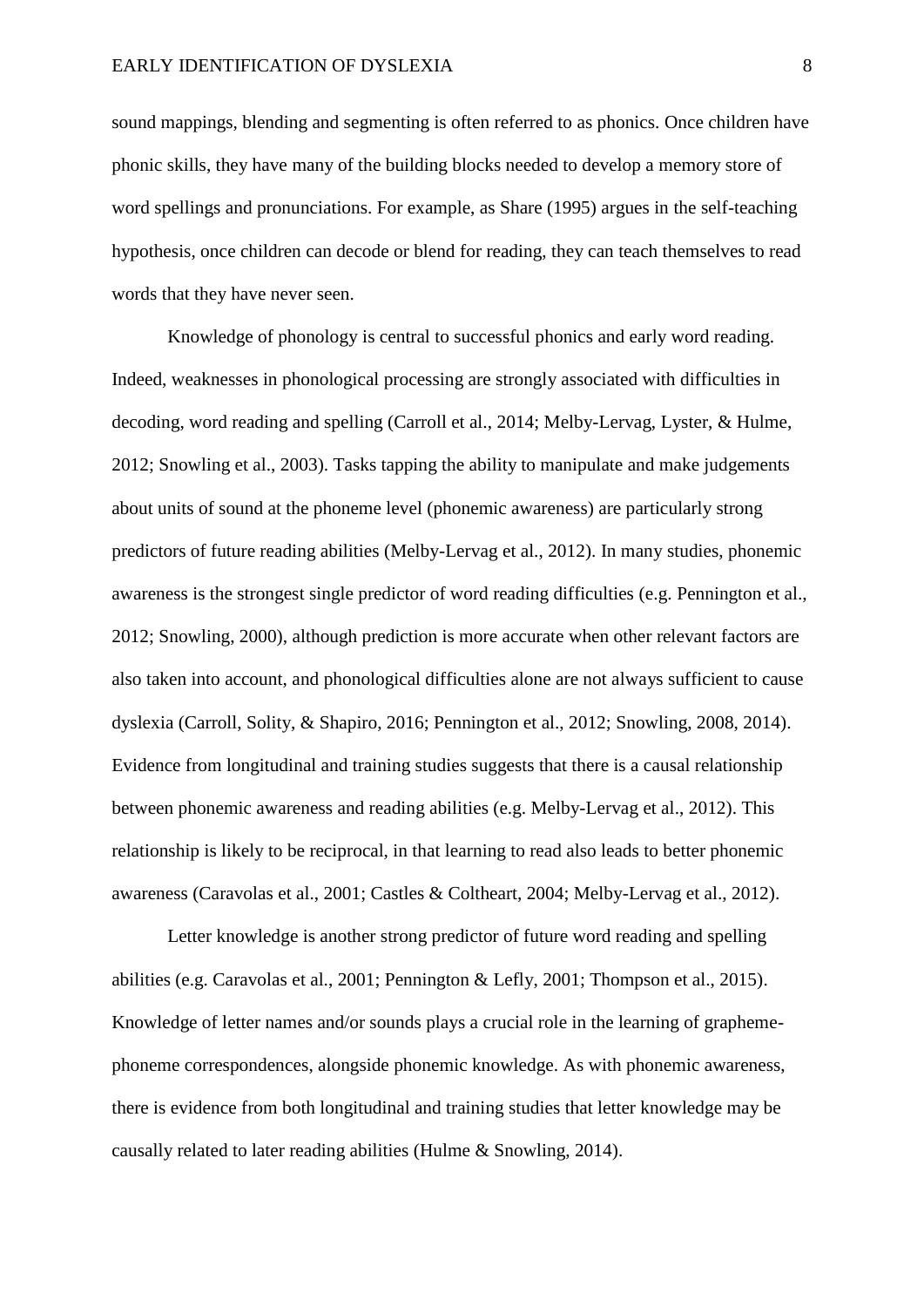sound mappings, blending and segmenting is often referred to as phonics. Once children have phonic skills, they have many of the building blocks needed to develop a memory store of word spellings and pronunciations. For example, as Share (1995) argues in the self-teaching hypothesis, once children can decode or blend for reading, they can teach themselves to read words that they have never seen.

Knowledge of phonology is central to successful phonics and early word reading. Indeed, weaknesses in phonological processing are strongly associated with difficulties in decoding, word reading and spelling (Carroll et al., 2014; Melby-Lervag, Lyster, & Hulme, 2012; Snowling et al., 2003). Tasks tapping the ability to manipulate and make judgements about units of sound at the phoneme level (phonemic awareness) are particularly strong predictors of future reading abilities (Melby-Lervag et al., 2012). In many studies, phonemic awareness is the strongest single predictor of word reading difficulties (e.g. Pennington et al., 2012; Snowling, 2000), although prediction is more accurate when other relevant factors are also taken into account, and phonological difficulties alone are not always sufficient to cause dyslexia (Carroll, Solity, & Shapiro, 2016; Pennington et al., 2012; Snowling, 2008, 2014). Evidence from longitudinal and training studies suggests that there is a causal relationship between phonemic awareness and reading abilities (e.g. Melby-Lervag et al., 2012). This relationship is likely to be reciprocal, in that learning to read also leads to better phonemic awareness (Caravolas et al., 2001; Castles & Coltheart, 2004; Melby-Lervag et al., 2012).

Letter knowledge is another strong predictor of future word reading and spelling abilities (e.g. Caravolas et al., 2001; Pennington & Lefly, 2001; Thompson et al., 2015). Knowledge of letter names and/or sounds plays a crucial role in the learning of grapheme-phoneme correspondences, alongside phonemic knowledge. As with phonemic awareness, there is evidence from both longitudinal and training studies that letter knowledge may be causally related to later reading abilities (Hulme & Snowling, 2014).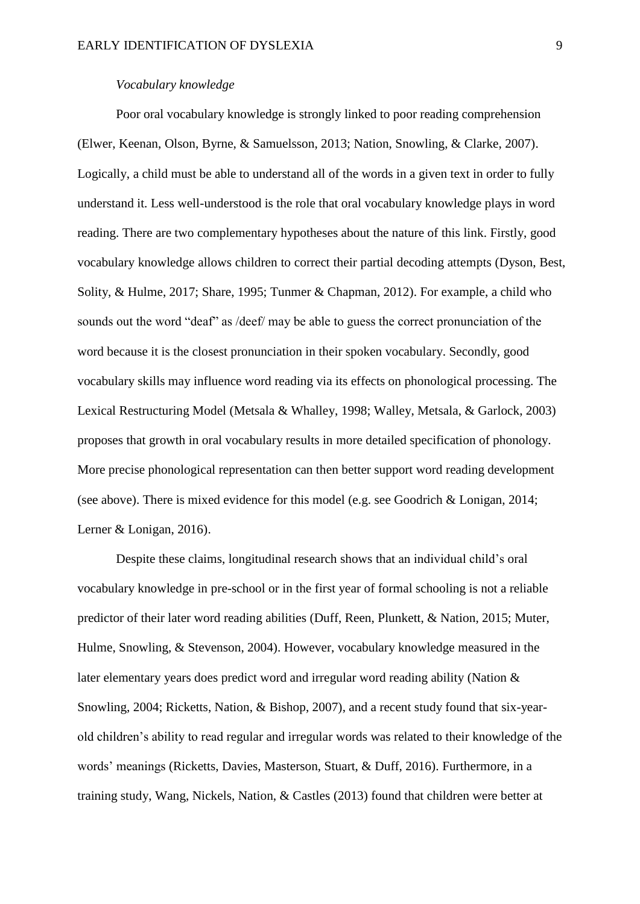*Vocabulary knowledge*

Poor oral vocabulary knowledge is strongly linked to poor reading comprehension (Elwer, Keenan, Olson, Byrne, & Samuelsson, 2013; Nation, Snowling, & Clarke, 2007). Logically, a child must be able to understand all of the words in a given text in order to fully understand it. Less well-understood is the role that oral vocabulary knowledge plays in word reading. There are two complementary hypotheses about the nature of this link. Firstly, good vocabulary knowledge allows children to correct their partial decoding attempts (Dyson, Best, Solity, & Hulme, 2017; Share, 1995; Tunmer & Chapman, 2012). For example, a child who sounds out the word "deaf" as /deef/ may be able to guess the correct pronunciation of the word because it is the closest pronunciation in their spoken vocabulary. Secondly, good vocabulary skills may influence word reading via its effects on phonological processing. The Lexical Restructuring Model (Metsala & Whalley, 1998; Walley, Metsala, & Garlock, 2003) proposes that growth in oral vocabulary results in more detailed specification of phonology. More precise phonological representation can then better support word reading development (see above). There is mixed evidence for this model (e.g. see Goodrich & Lonigan, 2014; Lerner & Lonigan, 2016).

Despite these claims, longitudinal research shows that an individual child's oral vocabulary knowledge in pre-school or in the first year of formal schooling is not a reliable predictor of their later word reading abilities (Duff, Reen, Plunkett, & Nation, 2015; Muter, Hulme, Snowling, & Stevenson, 2004). However, vocabulary knowledge measured in the later elementary years does predict word and irregular word reading ability (Nation & Snowling, 2004; Ricketts, Nation, & Bishop, 2007), and a recent study found that six-year-old children's ability to read regular and irregular words was related to their knowledge of the words' meanings (Ricketts, Davies, Masterson, Stuart, & Duff, 2016). Furthermore, in a training study, Wang, Nickels, Nation, & Castles (2013) found that children were better at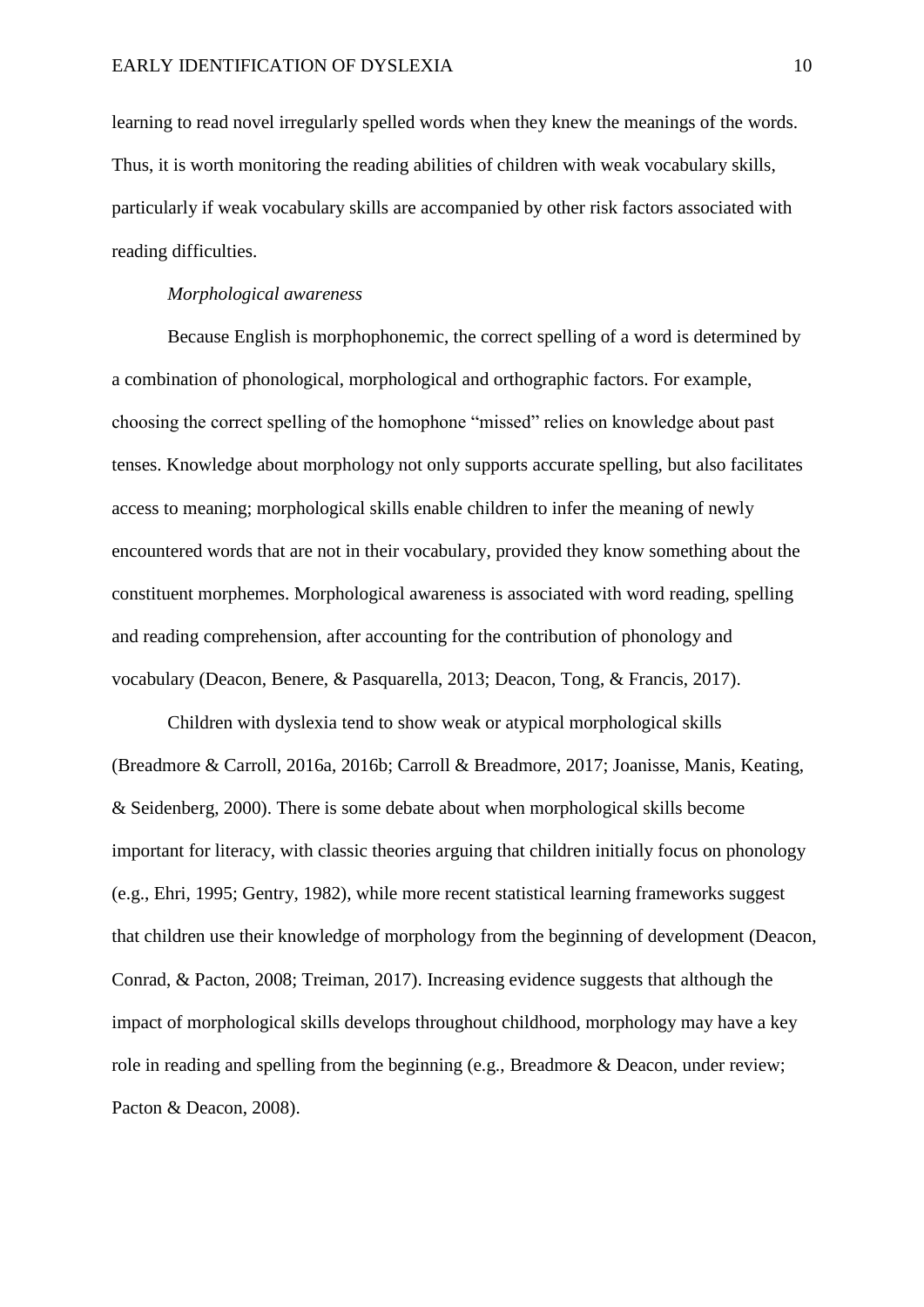learning to read novel irregularly spelled words when they knew the meanings of the words. Thus, it is worth monitoring the reading abilities of children with weak vocabulary skills, particularly if weak vocabulary skills are accompanied by other risk factors associated with reading difficulties.

*Morphological awareness*

Because English is morphophonemic, the correct spelling of a word is determined by a combination of phonological, morphological and orthographic factors. For example, choosing the correct spelling of the homophone "missed" relies on knowledge about past tenses. Knowledge about morphology not only supports accurate spelling, but also facilitates access to meaning; morphological skills enable children to infer the meaning of newly encountered words that are not in their vocabulary, provided they know something about the constituent morphemes. Morphological awareness is associated with word reading, spelling and reading comprehension, after accounting for the contribution of phonology and vocabulary (Deacon, Benere, & Pasquarella, 2013; Deacon, Tong, & Francis, 2017).

Children with dyslexia tend to show weak or atypical morphological skills (Breadmore & Carroll, 2016a, 2016b; Carroll & Breadmore, 2017; Joanisse, Manis, Keating, & Seidenberg, 2000). There is some debate about when morphological skills become important for literacy, with classic theories arguing that children initially focus on phonology (e.g., Ehri, 1995; Gentry, 1982), while more recent statistical learning frameworks suggest that children use their knowledge of morphology from the beginning of development (Deacon, Conrad, & Pacton, 2008; Treiman, 2017). Increasing evidence suggests that although the impact of morphological skills develops throughout childhood, morphology may have a key role in reading and spelling from the beginning (e.g., Breadmore & Deacon, under review; Pacton & Deacon, 2008).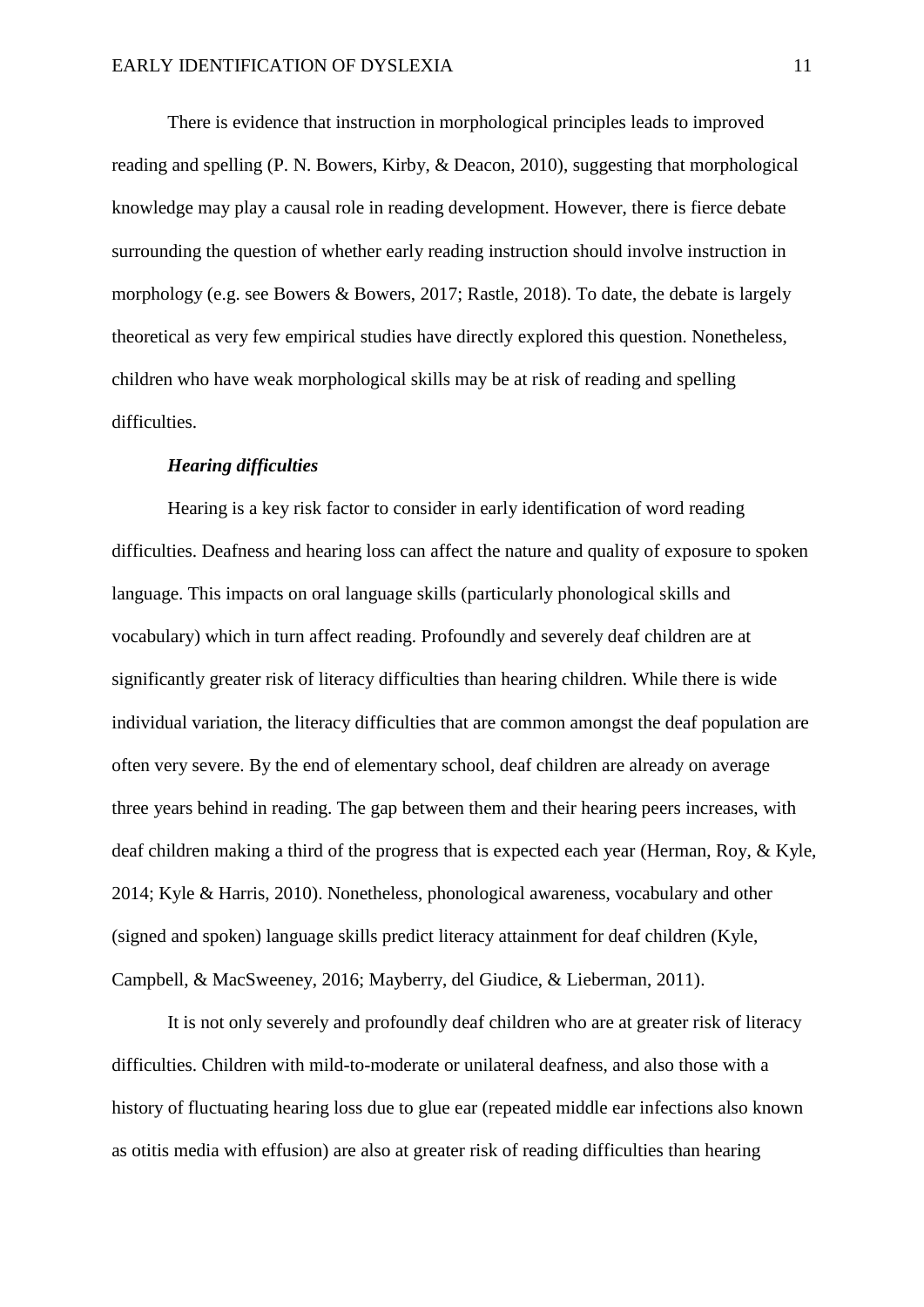There is evidence that instruction in morphological principles leads to improved reading and spelling (P. N. Bowers, Kirby, & Deacon, 2010), suggesting that morphological knowledge may play a causal role in reading development. However, there is fierce debate surrounding the question of whether early reading instruction should involve instruction in morphology (e.g. see Bowers & Bowers, 2017; Rastle, 2018). To date, the debate is largely theoretical as very few empirical studies have directly explored this question. Nonetheless, children who have weak morphological skills may be at risk of reading and spelling difficulties.

### *Hearing difficulties*

Hearing is a key risk factor to consider in early identification of word reading difficulties. Deafness and hearing loss can affect the nature and quality of exposure to spoken language. This impacts on oral language skills (particularly phonological skills and vocabulary) which in turn affect reading. Profoundly and severely deaf children are at significantly greater risk of literacy difficulties than hearing children. While there is wide individual variation, the literacy difficulties that are common amongst the deaf population are often very severe. By the end of elementary school, deaf children are already on average three years behind in reading. The gap between them and their hearing peers increases, with deaf children making a third of the progress that is expected each year (Herman, Roy, & Kyle, 2014; Kyle & Harris, 2010). Nonetheless, phonological awareness, vocabulary and other (signed and spoken) language skills predict literacy attainment for deaf children (Kyle, Campbell, & MacSweeney, 2016; Mayberry, del Giudice, & Lieberman, 2011).

It is not only severely and profoundly deaf children who are at greater risk of literacy difficulties. Children with mild-to-moderate or unilateral deafness, and also those with a history of fluctuating hearing loss due to glue ear (repeated middle ear infections also known as otitis media with effusion) are also at greater risk of reading difficulties than hearing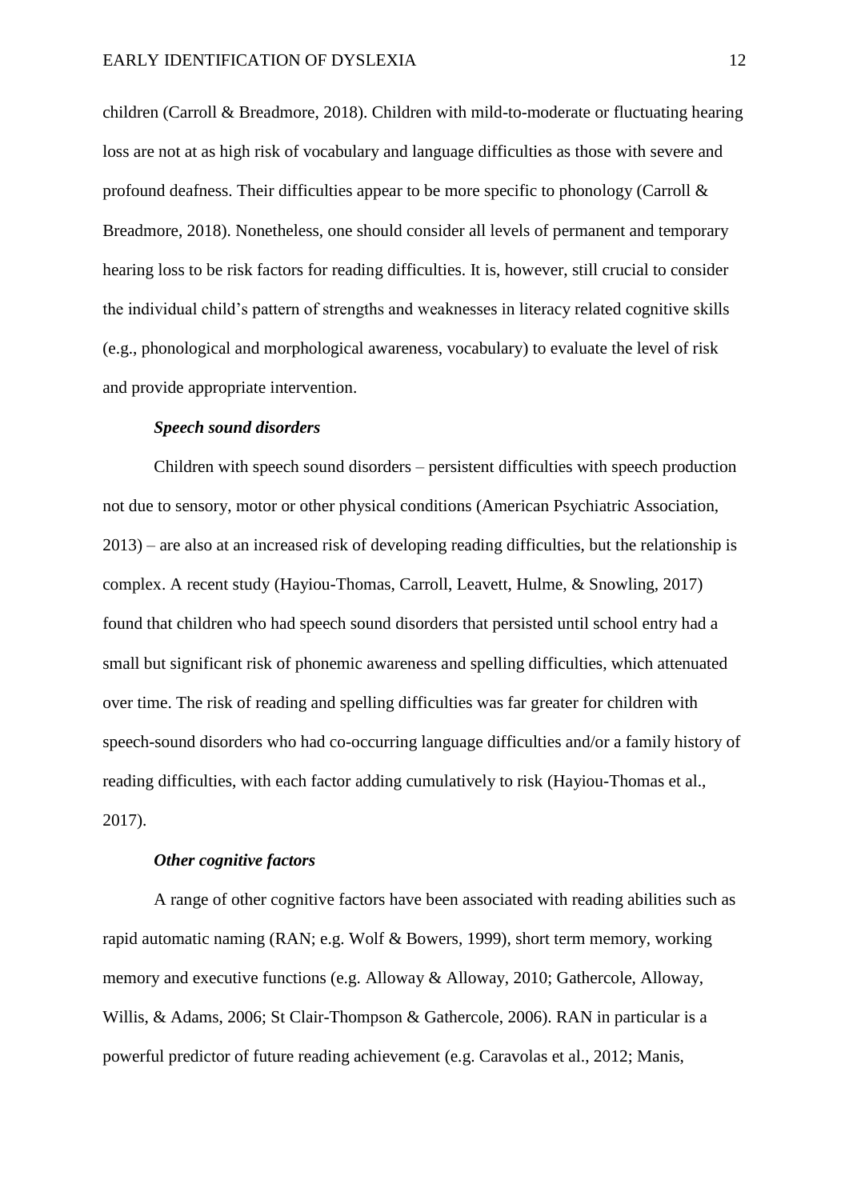children (Carroll & Breadmore, 2018). Children with mild-to-moderate or fluctuating hearing loss are not at as high risk of vocabulary and language difficulties as those with severe and profound deafness. Their difficulties appear to be more specific to phonology (Carroll & Breadmore, 2018). Nonetheless, one should consider all levels of permanent and temporary hearing loss to be risk factors for reading difficulties. It is, however, still crucial to consider the individual child's pattern of strengths and weaknesses in literacy related cognitive skills (e.g., phonological and morphological awareness, vocabulary) to evaluate the level of risk and provide appropriate intervention.

#### *Speech sound disorders*

Children with speech sound disorders – persistent difficulties with speech production not due to sensory, motor or other physical conditions (American Psychiatric Association, 2013) – are also at an increased risk of developing reading difficulties, but the relationship is complex. A recent study (Hayiou-Thomas, Carroll, Leavett, Hulme, & Snowling, 2017) found that children who had speech sound disorders that persisted until school entry had a small but significant risk of phonemic awareness and spelling difficulties, which attenuated over time. The risk of reading and spelling difficulties was far greater for children with speech-sound disorders who had co-occurring language difficulties and/or a family history of reading difficulties, with each factor adding cumulatively to risk (Hayiou-Thomas et al., 2017).

#### *Other cognitive factors*

A range of other cognitive factors have been associated with reading abilities such as rapid automatic naming (RAN; e.g. Wolf & Bowers, 1999), short term memory, working memory and executive functions (e.g. Alloway & Alloway, 2010; Gathercole, Alloway, Willis, & Adams, 2006; St Clair-Thompson & Gathercole, 2006). RAN in particular is a powerful predictor of future reading achievement (e.g. Caravolas et al., 2012; Manis,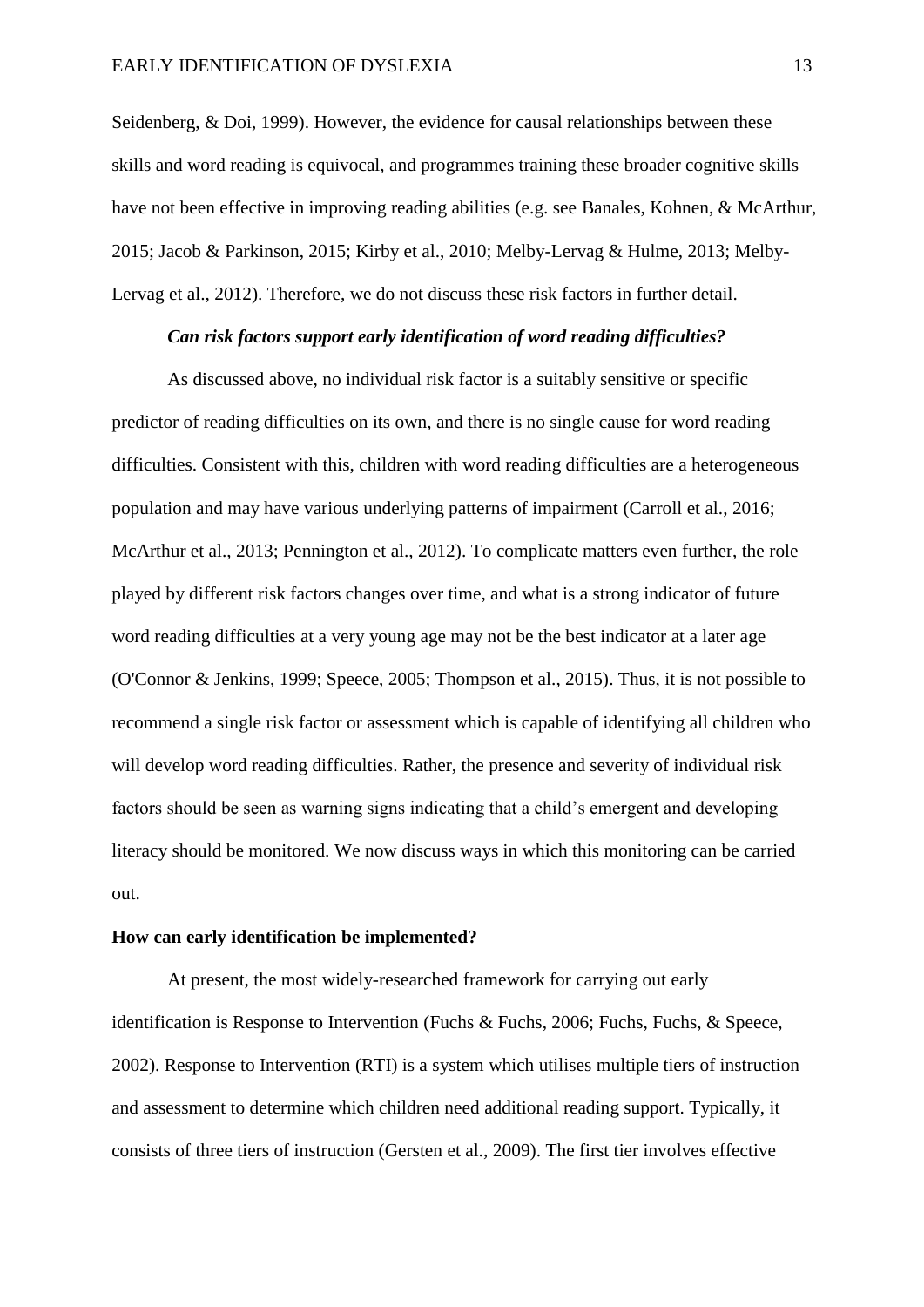Seidenberg, & Doi, 1999). However, the evidence for causal relationships between these skills and word reading is equivocal, and programmes training these broader cognitive skills have not been effective in improving reading abilities (e.g. see Banales, Kohnen, & McArthur, 2015; Jacob & Parkinson, 2015; Kirby et al., 2010; Melby-Lervag & Hulme, 2013; Melby-Lervag et al., 2012). Therefore, we do not discuss these risk factors in further detail.

### *Can risk factors support early identification of word reading difficulties?*

As discussed above, no individual risk factor is a suitably sensitive or specific predictor of reading difficulties on its own, and there is no single cause for word reading difficulties. Consistent with this, children with word reading difficulties are a heterogeneous population and may have various underlying patterns of impairment (Carroll et al., 2016; McArthur et al., 2013; Pennington et al., 2012). To complicate matters even further, the role played by different risk factors changes over time, and what is a strong indicator of future word reading difficulties at a very young age may not be the best indicator at a later age (O'Connor & Jenkins, 1999; Speece, 2005; Thompson et al., 2015). Thus, it is not possible to recommend a single risk factor or assessment which is capable of identifying all children who will develop word reading difficulties. Rather, the presence and severity of individual risk factors should be seen as warning signs indicating that a child's emergent and developing literacy should be monitored. We now discuss ways in which this monitoring can be carried out.

## How can early identification be implemented?

At present, the most widely-researched framework for carrying out early identification is Response to Intervention (Fuchs & Fuchs, 2006; Fuchs, Fuchs, & Speece, 2002). Response to Intervention (RTI) is a system which utilises multiple tiers of instruction and assessment to determine which children need additional reading support. Typically, it consists of three tiers of instruction (Gersten et al., 2009). The first tier involves effective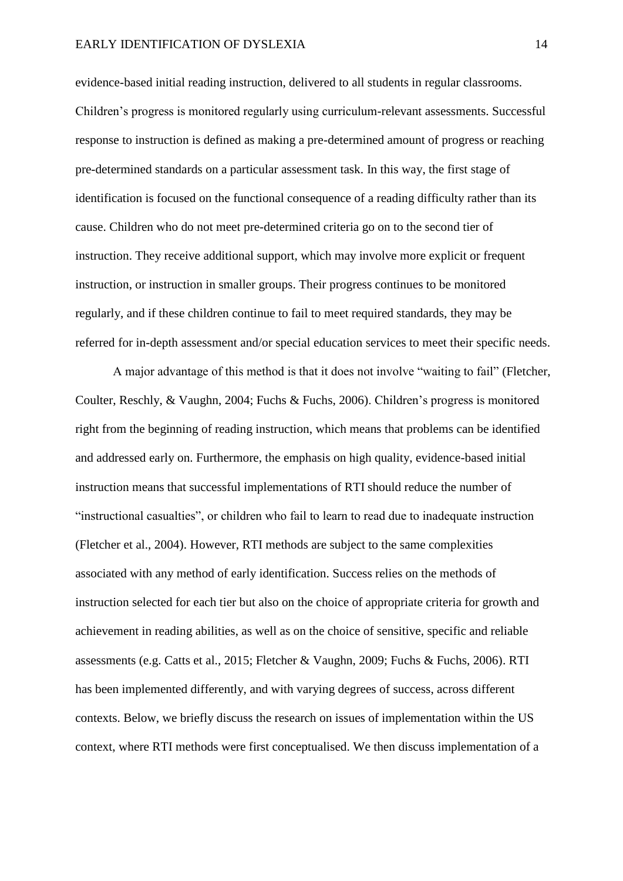evidence-based initial reading instruction, delivered to all students in regular classrooms. Children's progress is monitored regularly using curriculum-relevant assessments. Successful response to instruction is defined as making a pre-determined amount of progress or reaching pre-determined standards on a particular assessment task. In this way, the first stage of identification is focused on the functional consequence of a reading difficulty rather than its cause. Children who do not meet pre-determined criteria go on to the second tier of instruction. They receive additional support, which may involve more explicit or frequent instruction, or instruction in smaller groups. Their progress continues to be monitored regularly, and if these children continue to fail to meet required standards, they may be referred for in-depth assessment and/or special education services to meet their specific needs.

A major advantage of this method is that it does not involve "waiting to fail" (Fletcher, Coulter, Reschly, & Vaughn, 2004; Fuchs & Fuchs, 2006). Children's progress is monitored right from the beginning of reading instruction, which means that problems can be identified and addressed early on. Furthermore, the emphasis on high quality, evidence-based initial instruction means that successful implementations of RTI should reduce the number of "instructional casualties", or children who fail to learn to read due to inadequate instruction (Fletcher et al., 2004). However, RTI methods are subject to the same complexities associated with any method of early identification. Success relies on the methods of instruction selected for each tier but also on the choice of appropriate criteria for growth and achievement in reading abilities, as well as on the choice of sensitive, specific and reliable assessments (e.g. Catts et al., 2015; Fletcher & Vaughn, 2009; Fuchs & Fuchs, 2006). RTI has been implemented differently, and with varying degrees of success, across different contexts. Below, we briefly discuss the research on issues of implementation within the US context, where RTI methods were first conceptualised. We then discuss implementation of a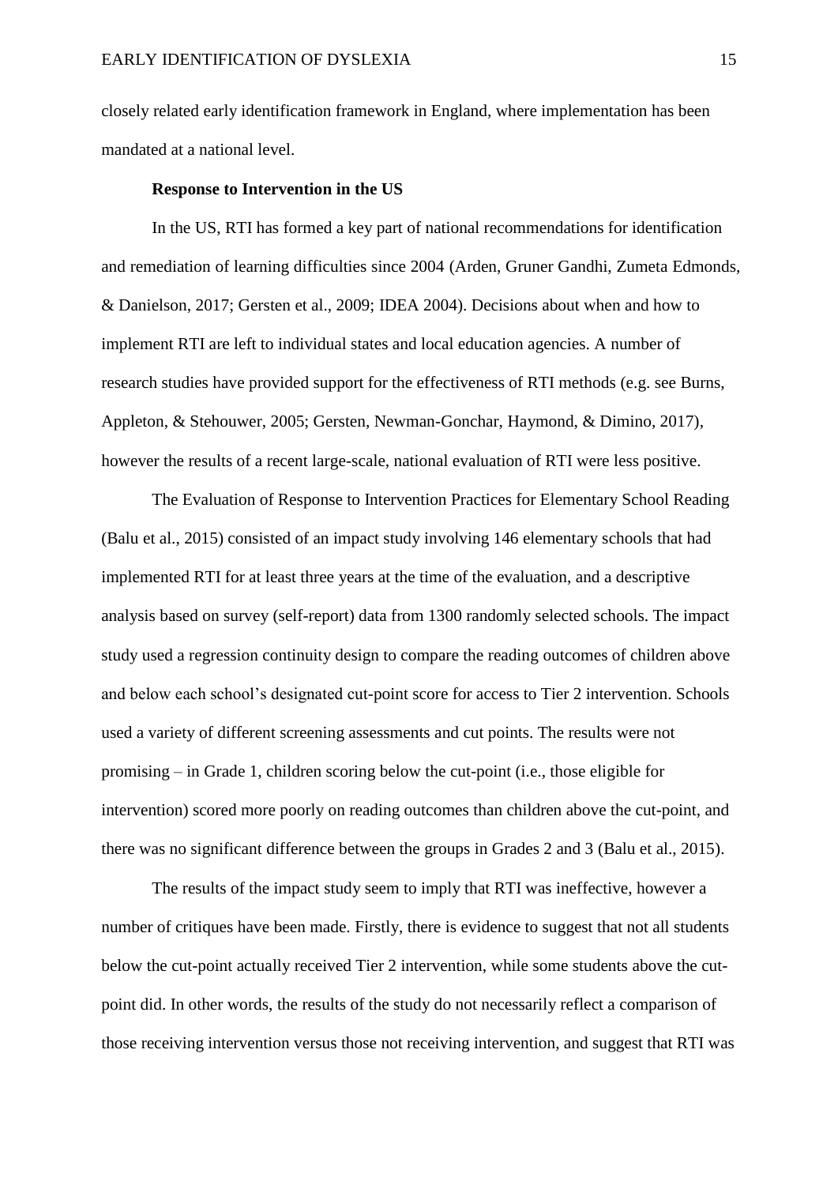closely related early identification framework in England, where implementation has been mandated at a national level.

**Response to Intervention in the US**

In the US, RTI has formed a key part of national recommendations for identification and remediation of learning difficulties since 2004 (Arden, Gruner Gandhi, Zumeta Edmonds, & Danielson, 2017; Gersten et al., 2009; IDEA 2004). Decisions about when and how to implement RTI are left to individual states and local education agencies. A number of research studies have provided support for the effectiveness of RTI methods (e.g. see Burns, Appleton, & Stehouwer, 2005; Gersten, Newman-Gonchar, Haymond, & Dimino, 2017), however the results of a recent large-scale, national evaluation of RTI were less positive.

The Evaluation of Response to Intervention Practices for Elementary School Reading (Balu et al., 2015) consisted of an impact study involving 146 elementary schools that had implemented RTI for at least three years at the time of the evaluation, and a descriptive analysis based on survey (self-report) data from 1300 randomly selected schools. The impact study used a regression continuity design to compare the reading outcomes of children above and below each school's designated cut-point score for access to Tier 2 intervention. Schools used a variety of different screening assessments and cut points. The results were not promising – in Grade 1, children scoring below the cut-point (i.e., those eligible for intervention) scored more poorly on reading outcomes than children above the cut-point, and there was no significant difference between the groups in Grades 2 and 3 (Balu et al., 2015).

The results of the impact study seem to imply that RTI was ineffective, however a number of critiques have been made. Firstly, there is evidence to suggest that not all students below the cut-point actually received Tier 2 intervention, while some students above the cut-point did. In other words, the results of the study do not necessarily reflect a comparison of those receiving intervention versus those not receiving intervention, and suggest that RTI was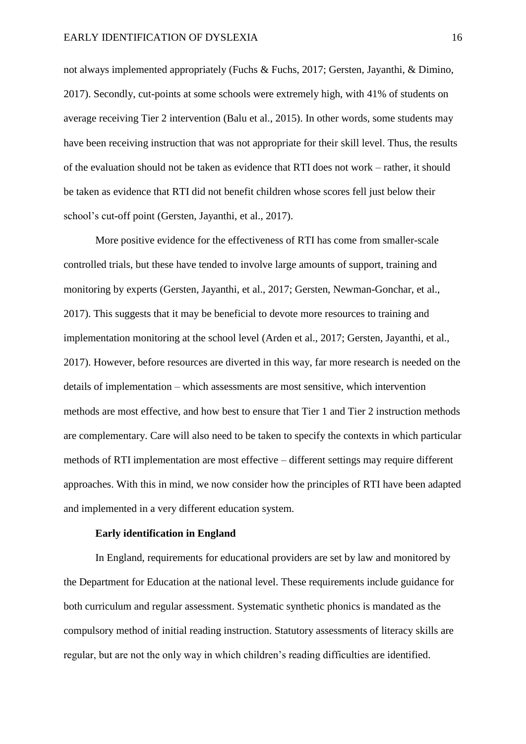not always implemented appropriately (Fuchs & Fuchs, 2017; Gersten, Jayanthi, & Dimino, 2017). Secondly, cut-points at some schools were extremely high, with 41% of students on average receiving Tier 2 intervention (Balu et al., 2015). In other words, some students may have been receiving instruction that was not appropriate for their skill level. Thus, the results of the evaluation should not be taken as evidence that RTI does not work – rather, it should be taken as evidence that RTI did not benefit children whose scores fell just below their school's cut-off point (Gersten, Jayanthi, et al., 2017).

More positive evidence for the effectiveness of RTI has come from smaller-scale controlled trials, but these have tended to involve large amounts of support, training and monitoring by experts (Gersten, Jayanthi, et al., 2017; Gersten, Newman-Gonchar, et al., 2017). This suggests that it may be beneficial to devote more resources to training and implementation monitoring at the school level (Arden et al., 2017; Gersten, Jayanthi, et al., 2017). However, before resources are diverted in this way, far more research is needed on the details of implementation – which assessments are most sensitive, which intervention methods are most effective, and how best to ensure that Tier 1 and Tier 2 instruction methods are complementary. Care will also need to be taken to specify the contexts in which particular methods of RTI implementation are most effective – different settings may require different approaches. With this in mind, we now consider how the principles of RTI have been adapted and implemented in a very different education system.

## Early identification in England

In England, requirements for educational providers are set by law and monitored by the Department for Education at the national level. These requirements include guidance for both curriculum and regular assessment. Systematic synthetic phonics is mandated as the compulsory method of initial reading instruction. Statutory assessments of literacy skills are regular, but are not the only way in which children's reading difficulties are identified.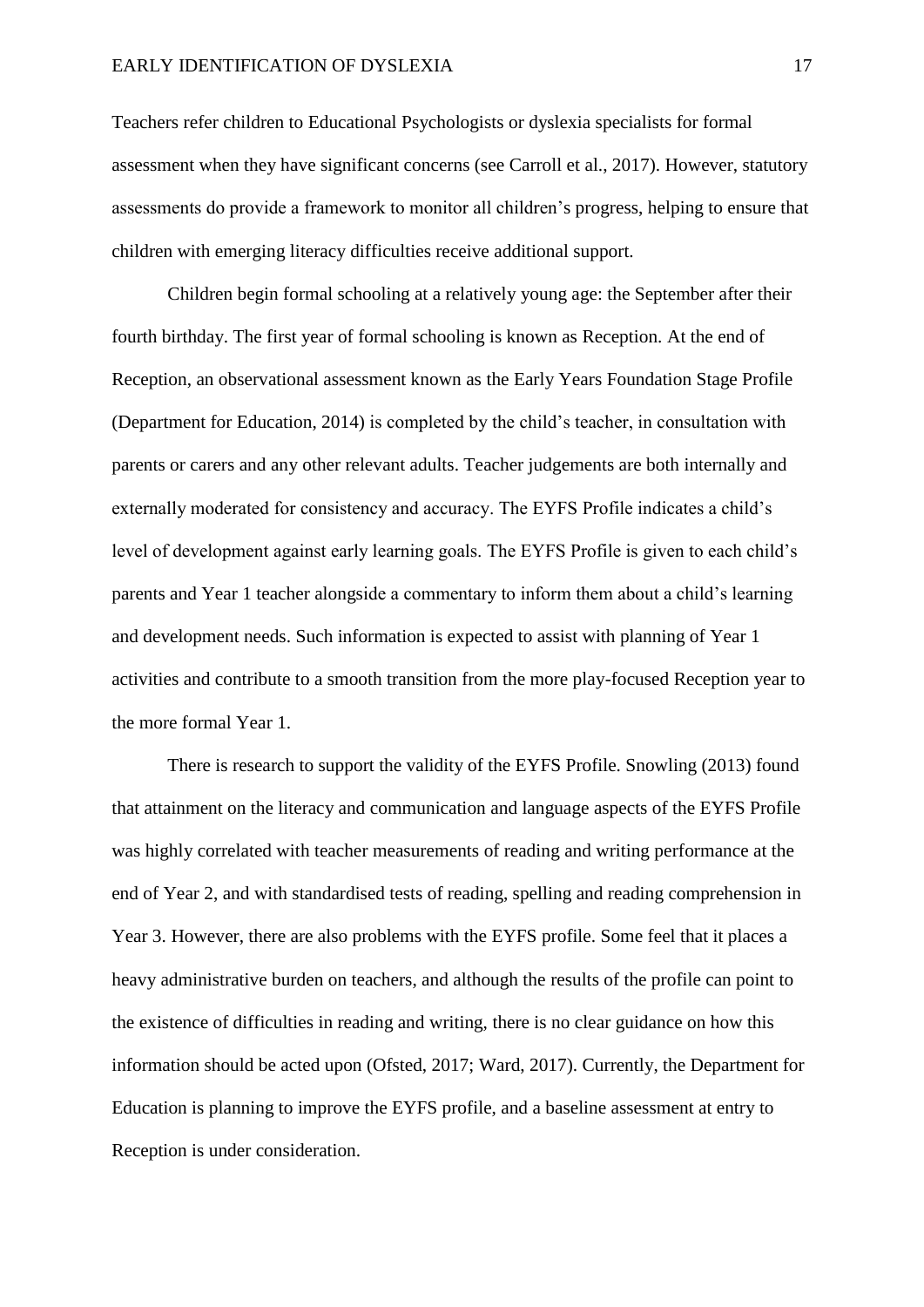Teachers refer children to Educational Psychologists or dyslexia specialists for formal assessment when they have significant concerns (see Carroll et al., 2017). However, statutory assessments do provide a framework to monitor all children's progress, helping to ensure that children with emerging literacy difficulties receive additional support.

Children begin formal schooling at a relatively young age: the September after their fourth birthday. The first year of formal schooling is known as Reception. At the end of Reception, an observational assessment known as the Early Years Foundation Stage Profile (Department for Education, 2014) is completed by the child's teacher, in consultation with parents or carers and any other relevant adults. Teacher judgements are both internally and externally moderated for consistency and accuracy. The EYFS Profile indicates a child's level of development against early learning goals. The EYFS Profile is given to each child's parents and Year 1 teacher alongside a commentary to inform them about a child's learning and development needs. Such information is expected to assist with planning of Year 1 activities and contribute to a smooth transition from the more play-focused Reception year to the more formal Year 1.

There is research to support the validity of the EYFS Profile. Snowling (2013) found that attainment on the literacy and communication and language aspects of the EYFS Profile was highly correlated with teacher measurements of reading and writing performance at the end of Year 2, and with standardised tests of reading, spelling and reading comprehension in Year 3. However, there are also problems with the EYFS profile. Some feel that it places a heavy administrative burden on teachers, and although the results of the profile can point to the existence of difficulties in reading and writing, there is no clear guidance on how this information should be acted upon (Ofsted, 2017; Ward, 2017). Currently, the Department for Education is planning to improve the EYFS profile, and a baseline assessment at entry to Reception is under consideration.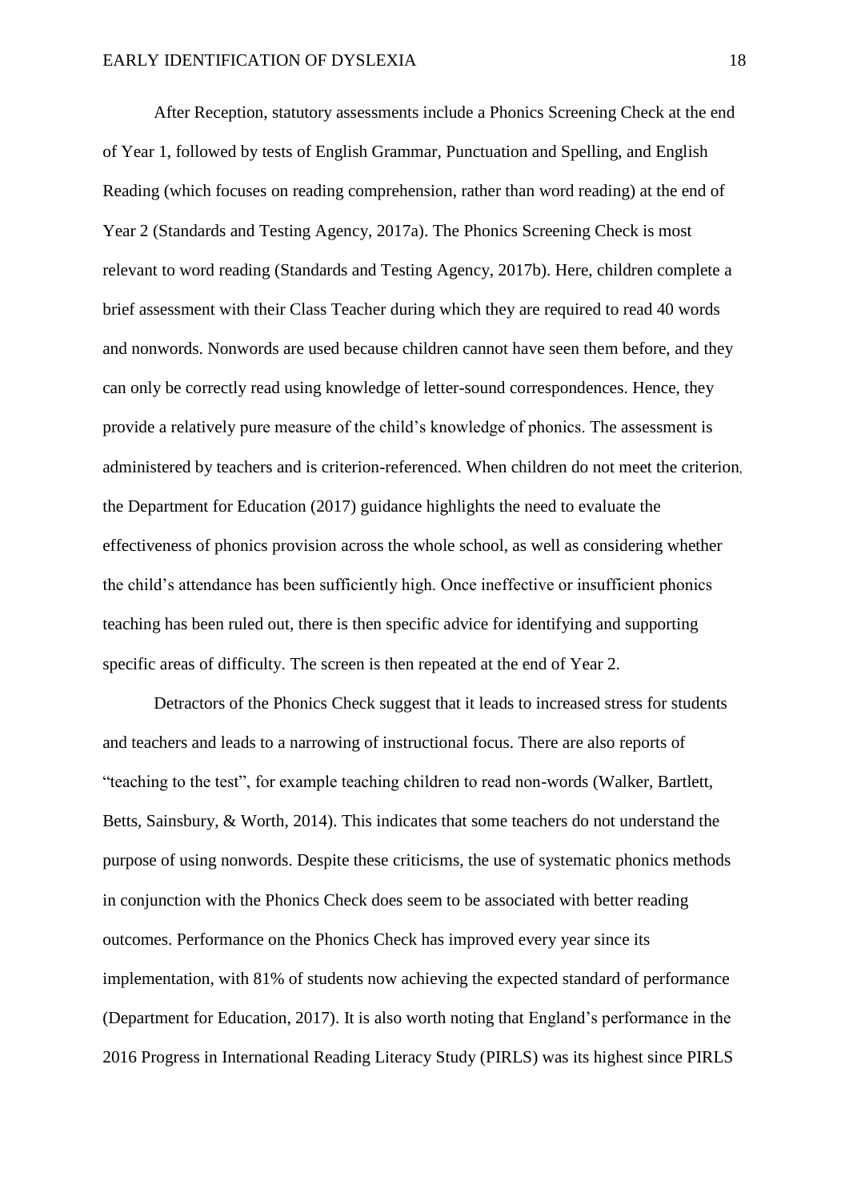After Reception, statutory assessments include a Phonics Screening Check at the end of Year 1, followed by tests of English Grammar, Punctuation and Spelling, and English Reading (which focuses on reading comprehension, rather than word reading) at the end of Year 2 (Standards and Testing Agency, 2017a). The Phonics Screening Check is most relevant to word reading (Standards and Testing Agency, 2017b). Here, children complete a brief assessment with their Class Teacher during which they are required to read 40 words and nonwords. Nonwords are used because children cannot have seen them before, and they can only be correctly read using knowledge of letter-sound correspondences. Hence, they provide a relatively pure measure of the child's knowledge of phonics. The assessment is administered by teachers and is criterion-referenced. When children do not meet the criterion, the Department for Education (2017) guidance highlights the need to evaluate the effectiveness of phonics provision across the whole school, as well as considering whether the child's attendance has been sufficiently high. Once ineffective or insufficient phonics teaching has been ruled out, there is then specific advice for identifying and supporting specific areas of difficulty. The screen is then repeated at the end of Year 2.

Detractors of the Phonics Check suggest that it leads to increased stress for students and teachers and leads to a narrowing of instructional focus. There are also reports of "teaching to the test", for example teaching children to read non-words (Walker, Bartlett, Betts, Sainsbury, & Worth, 2014). This indicates that some teachers do not understand the purpose of using nonwords. Despite these criticisms, the use of systematic phonics methods in conjunction with the Phonics Check does seem to be associated with better reading outcomes. Performance on the Phonics Check has improved every year since its implementation, with 81% of students now achieving the expected standard of performance (Department for Education, 2017). It is also worth noting that England's performance in the 2016 Progress in International Reading Literacy Study (PIRLS) was its highest since PIRLS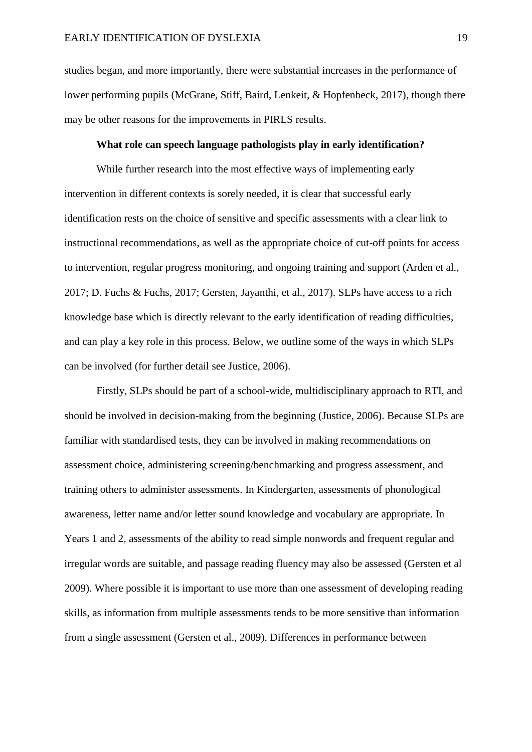studies began, and more importantly, there were substantial increases in the performance of lower performing pupils (McGrane, Stiff, Baird, Lenkeit, & Hopfenbeck, 2017), though there may be other reasons for the improvements in PIRLS results.

## What role can speech language pathologists play in early identification?

While further research into the most effective ways of implementing early intervention in different contexts is sorely needed, it is clear that successful early identification rests on the choice of sensitive and specific assessments with a clear link to instructional recommendations, as well as the appropriate choice of cut-off points for access to intervention, regular progress monitoring, and ongoing training and support (Arden et al., 2017; D. Fuchs & Fuchs, 2017; Gersten, Jayanthi, et al., 2017). SLPs have access to a rich knowledge base which is directly relevant to the early identification of reading difficulties, and can play a key role in this process. Below, we outline some of the ways in which SLPs can be involved (for further detail see Justice, 2006).

Firstly, SLPs should be part of a school-wide, multidisciplinary approach to RTI, and should be involved in decision-making from the beginning (Justice, 2006). Because SLPs are familiar with standardised tests, they can be involved in making recommendations on assessment choice, administering screening/benchmarking and progress assessment, and training others to administer assessments. In Kindergarten, assessments of phonological awareness, letter name and/or letter sound knowledge and vocabulary are appropriate. In Years 1 and 2, assessments of the ability to read simple nonwords and frequent regular and irregular words are suitable, and passage reading fluency may also be assessed (Gersten et al 2009). Where possible it is important to use more than one assessment of developing reading skills, as information from multiple assessments tends to be more sensitive than information from a single assessment (Gersten et al., 2009). Differences in performance between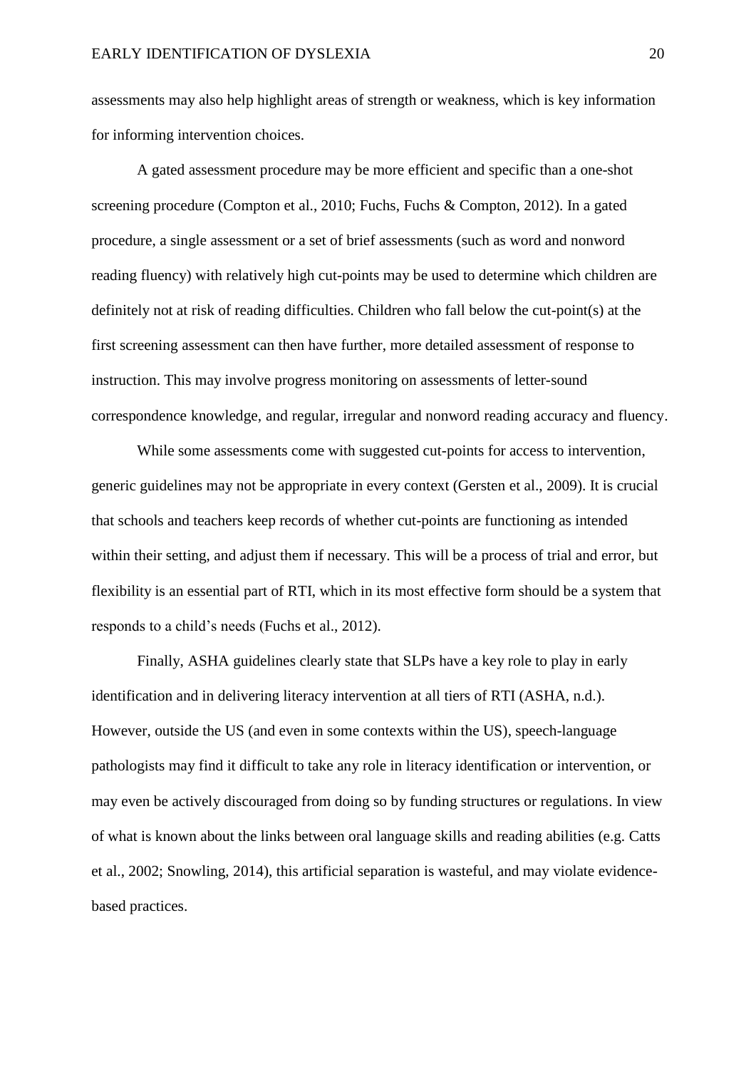assessments may also help highlight areas of strength or weakness, which is key information for informing intervention choices.

A gated assessment procedure may be more efficient and specific than a one-shot screening procedure (Compton et al., 2010; Fuchs, Fuchs & Compton, 2012). In a gated procedure, a single assessment or a set of brief assessments (such as word and nonword reading fluency) with relatively high cut-points may be used to determine which children are definitely not at risk of reading difficulties. Children who fall below the cut-point(s) at the first screening assessment can then have further, more detailed assessment of response to instruction. This may involve progress monitoring on assessments of letter-sound correspondence knowledge, and regular, irregular and nonword reading accuracy and fluency.

While some assessments come with suggested cut-points for access to intervention, generic guidelines may not be appropriate in every context (Gersten et al., 2009). It is crucial that schools and teachers keep records of whether cut-points are functioning as intended within their setting, and adjust them if necessary. This will be a process of trial and error, but flexibility is an essential part of RTI, which in its most effective form should be a system that responds to a child's needs (Fuchs et al., 2012).

Finally, ASHA guidelines clearly state that SLPs have a key role to play in early identification and in delivering literacy intervention at all tiers of RTI (ASHA, n.d.). However, outside the US (and even in some contexts within the US), speech-language pathologists may find it difficult to take any role in literacy identification or intervention, or may even be actively discouraged from doing so by funding structures or regulations. In view of what is known about the links between oral language skills and reading abilities (e.g. Catts et al., 2002; Snowling, 2014), this artificial separation is wasteful, and may violate evidence-based practices.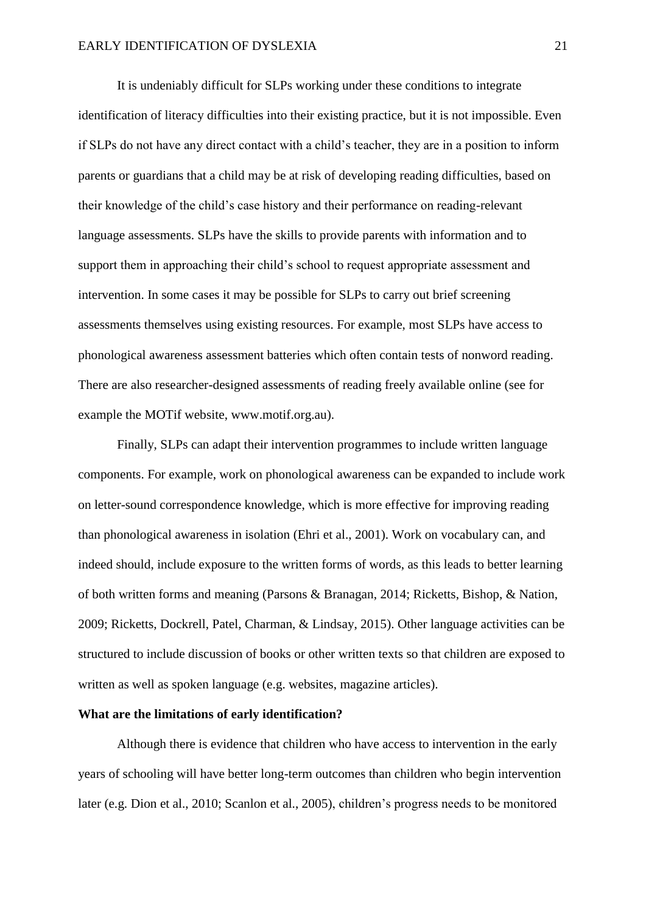It is undeniably difficult for SLPs working under these conditions to integrate identification of literacy difficulties into their existing practice, but it is not impossible. Even if SLPs do not have any direct contact with a child's teacher, they are in a position to inform parents or guardians that a child may be at risk of developing reading difficulties, based on their knowledge of the child's case history and their performance on reading-relevant language assessments. SLPs have the skills to provide parents with information and to support them in approaching their child's school to request appropriate assessment and intervention. In some cases it may be possible for SLPs to carry out brief screening assessments themselves using existing resources. For example, most SLPs have access to phonological awareness assessment batteries which often contain tests of nonword reading. There are also researcher-designed assessments of reading freely available online (see for example the MOTif website, www.motif.org.au).

Finally, SLPs can adapt their intervention programmes to include written language components. For example, work on phonological awareness can be expanded to include work on letter-sound correspondence knowledge, which is more effective for improving reading than phonological awareness in isolation (Ehri et al., 2001). Work on vocabulary can, and indeed should, include exposure to the written forms of words, as this leads to better learning of both written forms and meaning (Parsons & Branagan, 2014; Ricketts, Bishop, & Nation, 2009; Ricketts, Dockrell, Patel, Charman, & Lindsay, 2015). Other language activities can be structured to include discussion of books or other written texts so that children are exposed to written as well as spoken language (e.g. websites, magazine articles).

**What are the limitations of early identification?**

Although there is evidence that children who have access to intervention in the early years of schooling will have better long-term outcomes than children who begin intervention later (e.g. Dion et al., 2010; Scanlon et al., 2005), children's progress needs to be monitored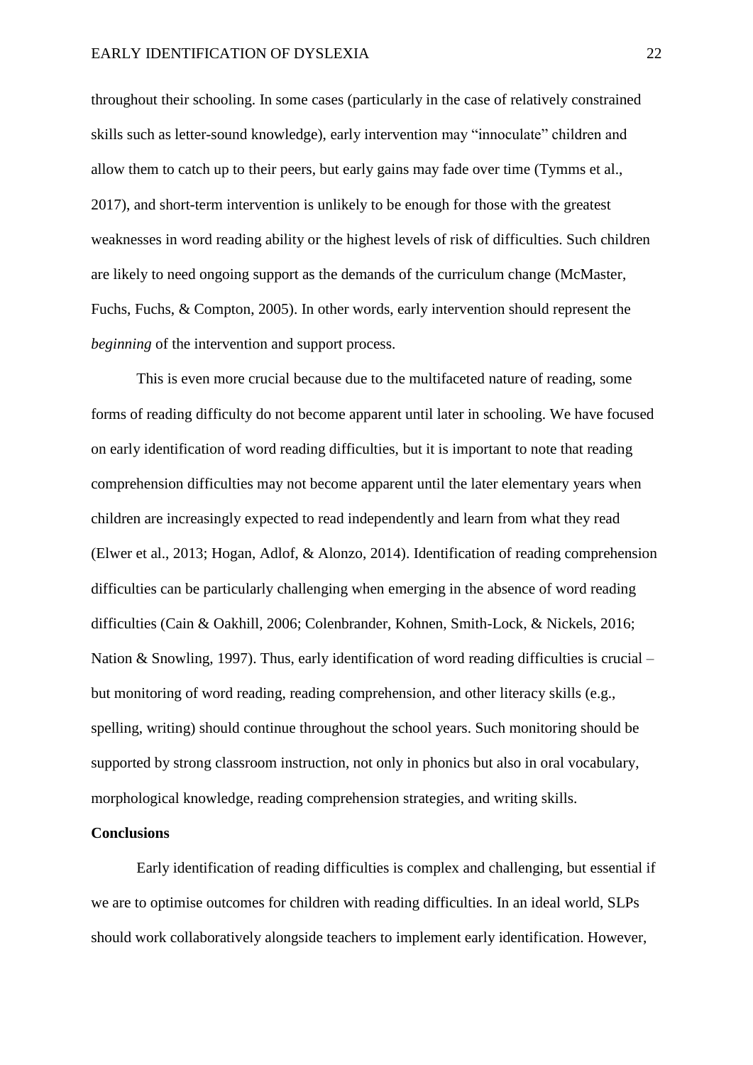throughout their schooling. In some cases (particularly in the case of relatively constrained skills such as letter-sound knowledge), early intervention may "innoculate" children and allow them to catch up to their peers, but early gains may fade over time (Tymms et al., 2017), and short-term intervention is unlikely to be enough for those with the greatest weaknesses in word reading ability or the highest levels of risk of difficulties. Such children are likely to need ongoing support as the demands of the curriculum change (McMaster, Fuchs, Fuchs, & Compton, 2005). In other words, early intervention should represent the *beginning* of the intervention and support process.

This is even more crucial because due to the multifaceted nature of reading, some forms of reading difficulty do not become apparent until later in schooling. We have focused on early identification of word reading difficulties, but it is important to note that reading comprehension difficulties may not become apparent until the later elementary years when children are increasingly expected to read independently and learn from what they read (Elwer et al., 2013; Hogan, Adlof, & Alonzo, 2014). Identification of reading comprehension difficulties can be particularly challenging when emerging in the absence of word reading difficulties (Cain & Oakhill, 2006; Colenbrander, Kohnen, Smith-Lock, & Nickels, 2016; Nation & Snowling, 1997). Thus, early identification of word reading difficulties is crucial – but monitoring of word reading, reading comprehension, and other literacy skills (e.g., spelling, writing) should continue throughout the school years. Such monitoring should be supported by strong classroom instruction, not only in phonics but also in oral vocabulary, morphological knowledge, reading comprehension strategies, and writing skills.

**Conclusions**

Early identification of reading difficulties is complex and challenging, but essential if we are to optimise outcomes for children with reading difficulties. In an ideal world, SLPs should work collaboratively alongside teachers to implement early identification. However,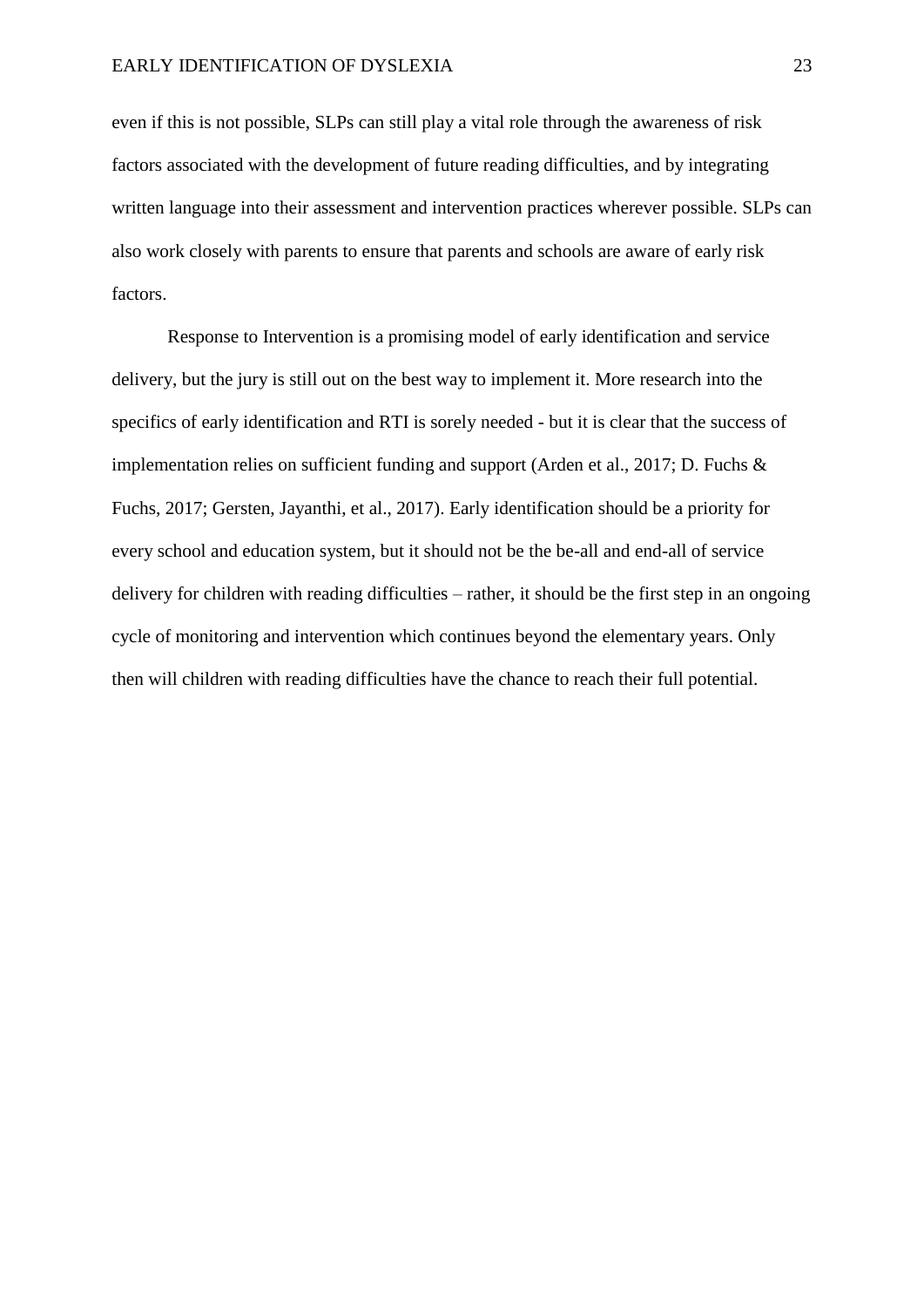even if this is not possible, SLPs can still play a vital role through the awareness of risk factors associated with the development of future reading difficulties, and by integrating written language into their assessment and intervention practices wherever possible. SLPs can also work closely with parents to ensure that parents and schools are aware of early risk factors.

Response to Intervention is a promising model of early identification and service delivery, but the jury is still out on the best way to implement it. More research into the specifics of early identification and RTI is sorely needed - but it is clear that the success of implementation relies on sufficient funding and support (Arden et al., 2017; D. Fuchs & Fuchs, 2017; Gersten, Jayanthi, et al., 2017). Early identification should be a priority for every school and education system, but it should not be the be-all and end-all of service delivery for children with reading difficulties – rather, it should be the first step in an ongoing cycle of monitoring and intervention which continues beyond the elementary years. Only then will children with reading difficulties have the chance to reach their full potential.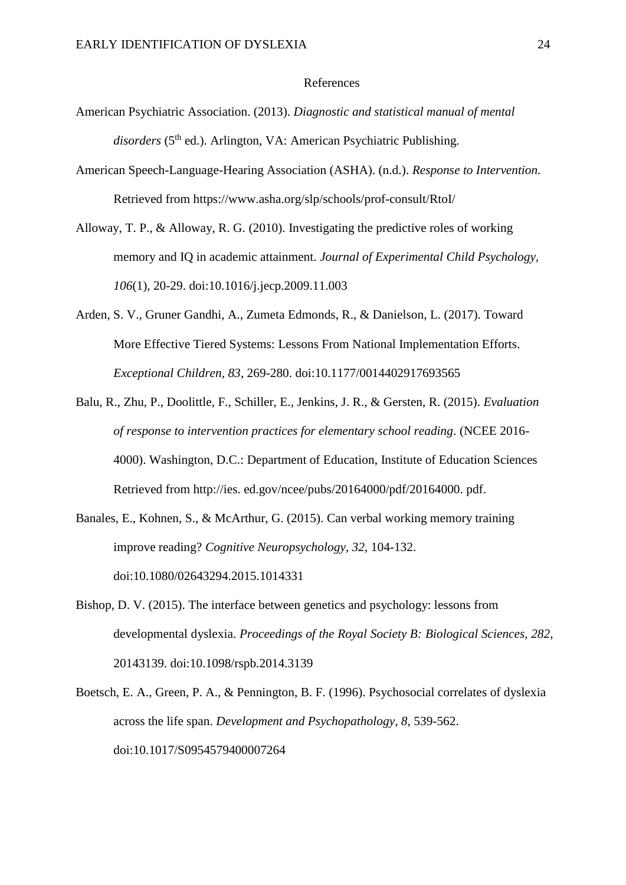# References

American Psychiatric Association. (2013). *Diagnostic and statistical manual of mental disorders* (5th ed.). Arlington, VA: American Psychiatric Publishing.

American Speech-Language-Hearing Association (ASHA). (n.d.). *Response to Intervention.* Retrieved from https://www.asha.org/slp/schools/prof-consult/RtoI/

Alloway, T. P., & Alloway, R. G. (2010). Investigating the predictive roles of working memory and IQ in academic attainment. *Journal of Experimental Child Psychology, 106*(1), 20-29. doi:10.1016/j.jecp.2009.11.003

Arden, S. V., Gruner Gandhi, A., Zumeta Edmonds, R., & Danielson, L. (2017). Toward More Effective Tiered Systems: Lessons From National Implementation Efforts. *Exceptional Children, 83*, 269-280. doi:10.1177/0014402917693565

Balu, R., Zhu, P., Doolittle, F., Schiller, E., Jenkins, J. R., & Gersten, R. (2015). *Evaluation of response to intervention practices for elementary school reading*. (NCEE 2016-4000). Washington, D.C.: Department of Education, Institute of Education Sciences Retrieved from http://ies. ed.gov/ncee/pubs/20164000/pdf/20164000. pdf.

Banales, E., Kohnen, S., & McArthur, G. (2015). Can verbal working memory training improve reading? *Cognitive Neuropsychology, 32*, 104-132. doi:10.1080/02643294.2015.1014331

Bishop, D. V. (2015). The interface between genetics and psychology: lessons from developmental dyslexia. *Proceedings of the Royal Society B: Biological Sciences, 282*, 20143139. doi:10.1098/rspb.2014.3139

Boetsch, E. A., Green, P. A., & Pennington, B. F. (1996). Psychosocial correlates of dyslexia across the life span. *Development and Psychopathology, 8*, 539-562. doi:10.1017/S0954579400007264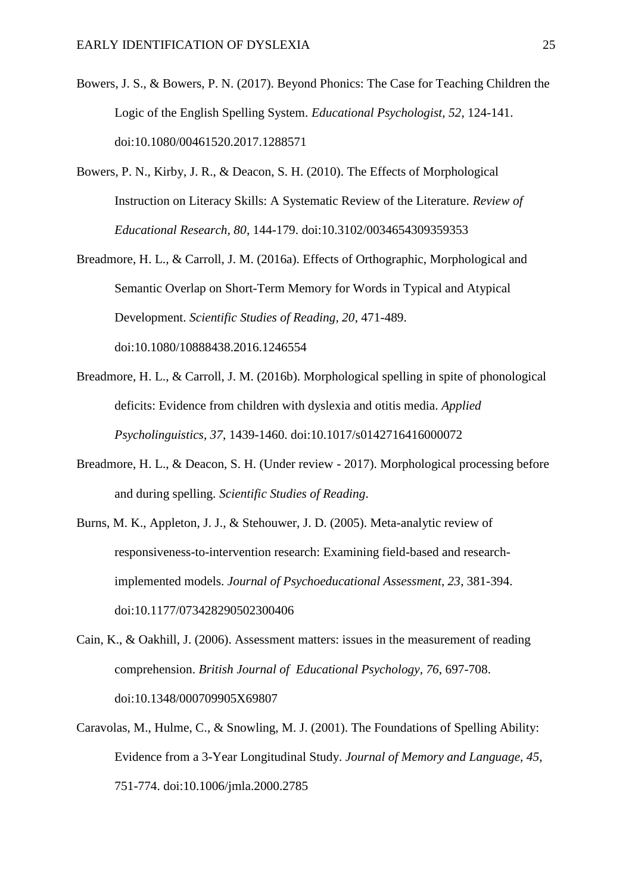Bowers, J. S., & Bowers, P. N. (2017). Beyond Phonics: The Case for Teaching Children the Logic of the English Spelling System. *Educational Psychologist, 52*, 124-141. doi:10.1080/00461520.2017.1288571

Bowers, P. N., Kirby, J. R., & Deacon, S. H. (2010). The Effects of Morphological Instruction on Literacy Skills: A Systematic Review of the Literature. *Review of Educational Research, 80*, 144-179. doi:10.3102/0034654309359353

Breadmore, H. L., & Carroll, J. M. (2016a). Effects of Orthographic, Morphological and Semantic Overlap on Short-Term Memory for Words in Typical and Atypical Development. *Scientific Studies of Reading, 20*, 471-489. doi:10.1080/10888438.2016.1246554

Breadmore, H. L., & Carroll, J. M. (2016b). Morphological spelling in spite of phonological deficits: Evidence from children with dyslexia and otitis media. *Applied Psycholinguistics, 37*, 1439-1460. doi:10.1017/s0142716416000072

Breadmore, H. L., & Deacon, S. H. (Under review - 2017). Morphological processing before and during spelling. *Scientific Studies of Reading*.

Burns, M. K., Appleton, J. J., & Stehouwer, J. D. (2005). Meta-analytic review of responsiveness-to-intervention research: Examining field-based and research-implemented models. *Journal of Psychoeducational Assessment, 23*, 381-394. doi:10.1177/073428290502300406

Cain, K., & Oakhill, J. (2006). Assessment matters: issues in the measurement of reading comprehension. *British Journal of Educational Psychology, 76*, 697-708. doi:10.1348/000709905X69807

Caravolas, M., Hulme, C., & Snowling, M. J. (2001). The Foundations of Spelling Ability: Evidence from a 3-Year Longitudinal Study. *Journal of Memory and Language, 45*, 751-774. doi:10.1006/jmla.2000.2785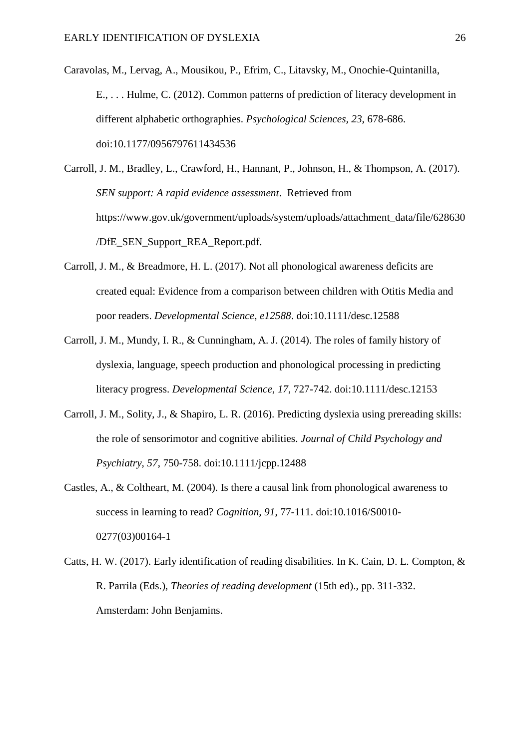Caravolas, M., Lervag, A., Mousikou, P., Efrim, C., Litavsky, M., Onochie-Quintanilla, E., . . . Hulme, C. (2012). Common patterns of prediction of literacy development in different alphabetic orthographies. *Psychological Sciences, 23*, 678-686. doi:10.1177/0956797611434536

Carroll, J. M., Bradley, L., Crawford, H., Hannant, P., Johnson, H., & Thompson, A. (2017). *SEN support: A rapid evidence assessment*. Retrieved from https://www.gov.uk/government/uploads/system/uploads/attachment_data/file/628630/DfE_SEN_Support_REA_Report.pdf.

Carroll, J. M., & Breadmore, H. L. (2017). Not all phonological awareness deficits are created equal: Evidence from a comparison between children with Otitis Media and poor readers. *Developmental Science, e12588*. doi:10.1111/desc.12588

Carroll, J. M., Mundy, I. R., & Cunningham, A. J. (2014). The roles of family history of dyslexia, language, speech production and phonological processing in predicting literacy progress. *Developmental Science, 17*, 727-742. doi:10.1111/desc.12153

Carroll, J. M., Solity, J., & Shapiro, L. R. (2016). Predicting dyslexia using prereading skills: the role of sensorimotor and cognitive abilities. *Journal of Child Psychology and Psychiatry, 57*, 750-758. doi:10.1111/jcpp.12488

Castles, A., & Coltheart, M. (2004). Is there a causal link from phonological awareness to success in learning to read? *Cognition, 91*, 77-111. doi:10.1016/S0010-0277(03)00164-1

Catts, H. W. (2017). Early identification of reading disabilities. In K. Cain, D. L. Compton, & R. Parrila (Eds.), *Theories of reading development* (15th ed)., pp. 311-332. Amsterdam: John Benjamins.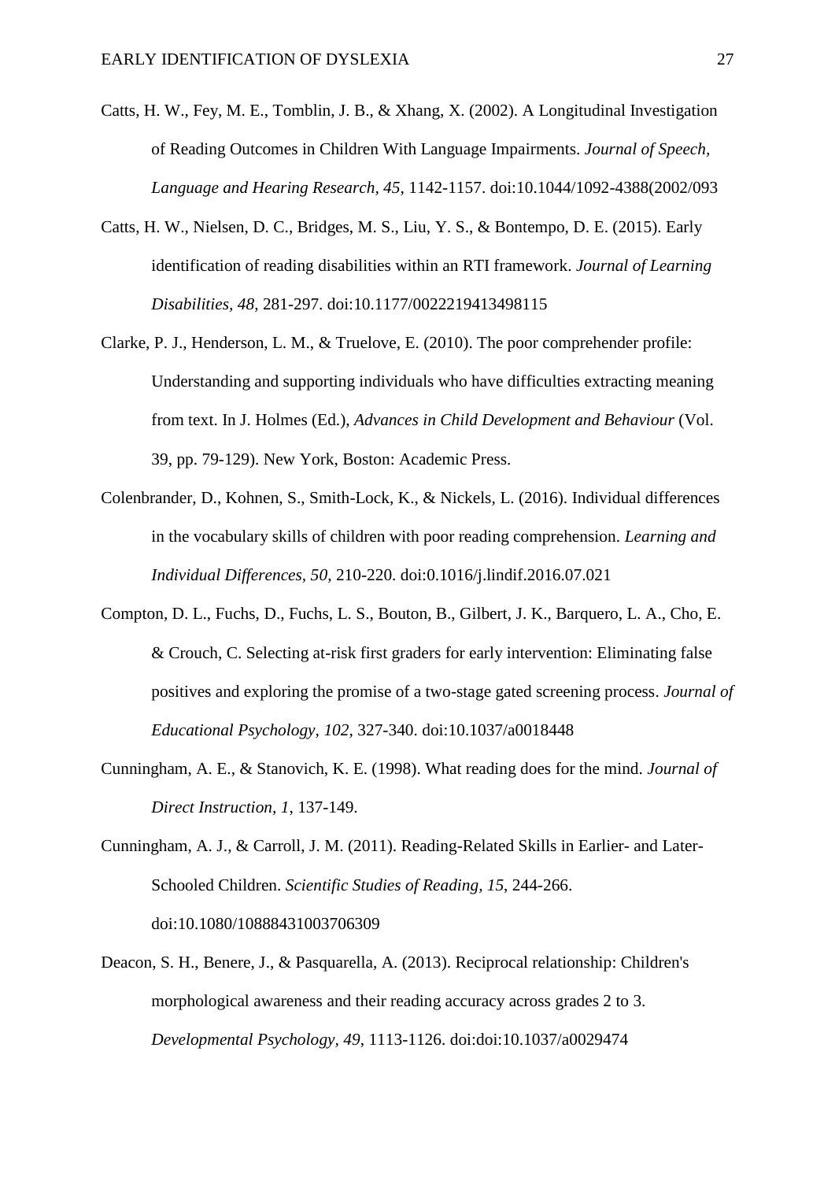Catts, H. W., Fey, M. E., Tomblin, J. B., & Xhang, X. (2002). A Longitudinal Investigation of Reading Outcomes in Children With Language Impairments. *Journal of Speech, Language and Hearing Research, 45*, 1142-1157. doi:10.1044/1092-4388(2002/093

Catts, H. W., Nielsen, D. C., Bridges, M. S., Liu, Y. S., & Bontempo, D. E. (2015). Early identification of reading disabilities within an RTI framework. *Journal of Learning Disabilities, 48*, 281-297. doi:10.1177/0022219413498115

Clarke, P. J., Henderson, L. M., & Truelove, E. (2010). The poor comprehender profile: Understanding and supporting individuals who have difficulties extracting meaning from text. In J. Holmes (Ed.), *Advances in Child Development and Behaviour* (Vol. 39, pp. 79-129). New York, Boston: Academic Press.

Colenbrander, D., Kohnen, S., Smith-Lock, K., & Nickels, L. (2016). Individual differences in the vocabulary skills of children with poor reading comprehension. *Learning and Individual Differences, 50*, 210-220. doi:0.1016/j.lindif.2016.07.021

Compton, D. L., Fuchs, D., Fuchs, L. S., Bouton, B., Gilbert, J. K., Barquero, L. A., Cho, E. & Crouch, C. Selecting at-risk first graders for early intervention: Eliminating false positives and exploring the promise of a two-stage gated screening process. *Journal of Educational Psychology, 102*, 327-340. doi:10.1037/a0018448

Cunningham, A. E., & Stanovich, K. E. (1998). What reading does for the mind. *Journal of Direct Instruction, 1*, 137-149.

Cunningham, A. J., & Carroll, J. M. (2011). Reading-Related Skills in Earlier- and Later-Schooled Children. *Scientific Studies of Reading, 15*, 244-266. doi:10.1080/10888431003706309

Deacon, S. H., Benere, J., & Pasquarella, A. (2013). Reciprocal relationship: Children's morphological awareness and their reading accuracy across grades 2 to 3. *Developmental Psychology, 49*, 1113-1126. doi:doi:10.1037/a0029474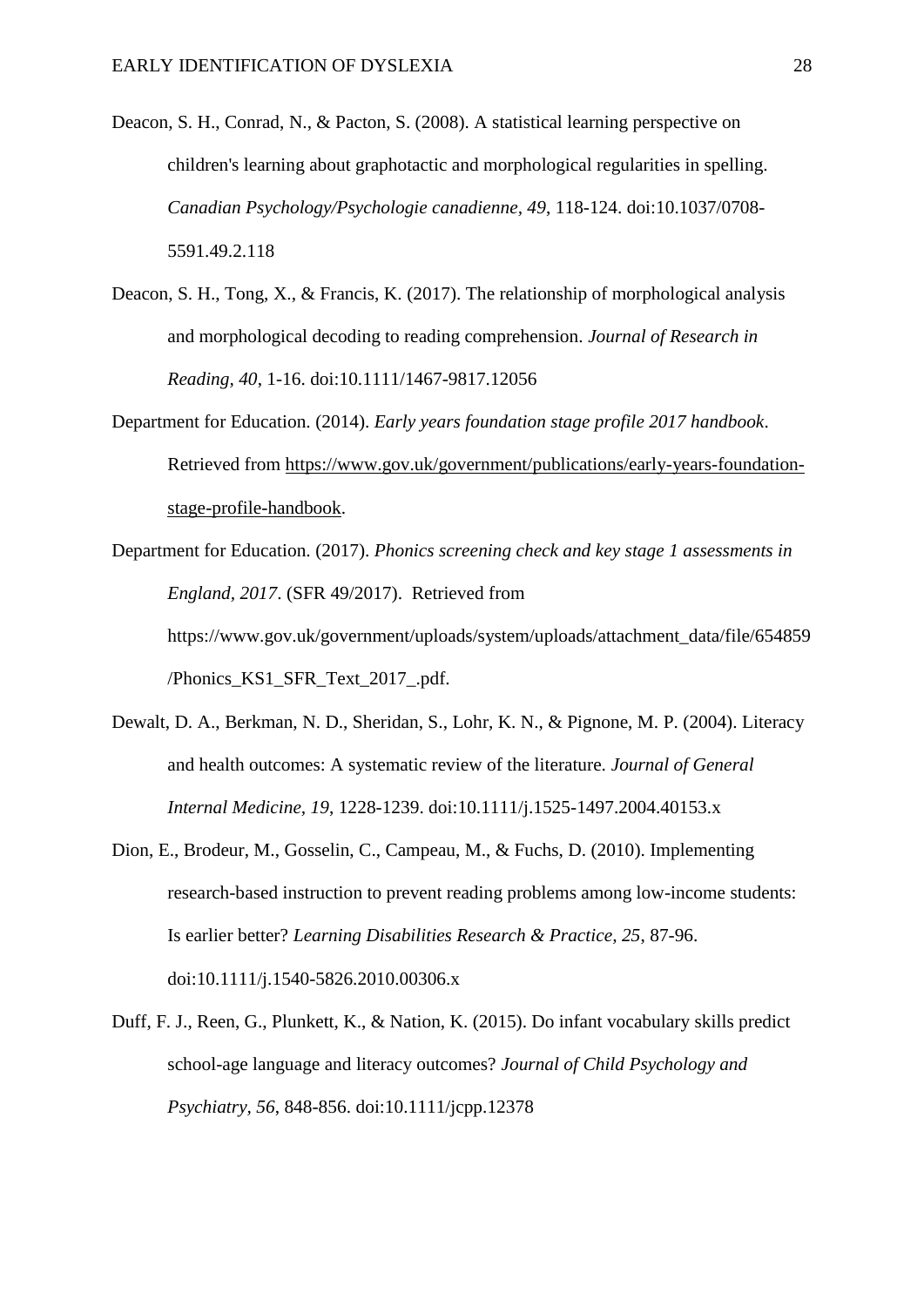Deacon, S. H., Conrad, N., & Pacton, S. (2008). A statistical learning perspective on children's learning about graphotactic and morphological regularities in spelling. *Canadian Psychology/Psychologie canadienne, 49*, 118-124. doi:10.1037/0708-5591.49.2.118

Deacon, S. H., Tong, X., & Francis, K. (2017). The relationship of morphological analysis and morphological decoding to reading comprehension. *Journal of Research in Reading, 40*, 1-16. doi:10.1111/1467-9817.12056

Department for Education. (2014). *Early years foundation stage profile 2017 handbook*. Retrieved from https://www.gov.uk/government/publications/early-years-foundation-stage-profile-handbook.

Department for Education. (2017). *Phonics screening check and key stage 1 assessments in England, 2017*. (SFR 49/2017). Retrieved from https://www.gov.uk/government/uploads/system/uploads/attachment_data/file/654859/Phonics_KS1_SFR_Text_2017_.pdf.

Dewalt, D. A., Berkman, N. D., Sheridan, S., Lohr, K. N., & Pignone, M. P. (2004). Literacy and health outcomes: A systematic review of the literature. *Journal of General Internal Medicine, 19*, 1228-1239. doi:10.1111/j.1525-1497.2004.40153.x

Dion, E., Brodeur, M., Gosselin, C., Campeau, M., & Fuchs, D. (2010). Implementing research-based instruction to prevent reading problems among low-income students: Is earlier better? *Learning Disabilities Research & Practice, 25*, 87-96. doi:10.1111/j.1540-5826.2010.00306.x

Duff, F. J., Reen, G., Plunkett, K., & Nation, K. (2015). Do infant vocabulary skills predict school-age language and literacy outcomes? *Journal of Child Psychology and Psychiatry, 56*, 848-856. doi:10.1111/jcpp.12378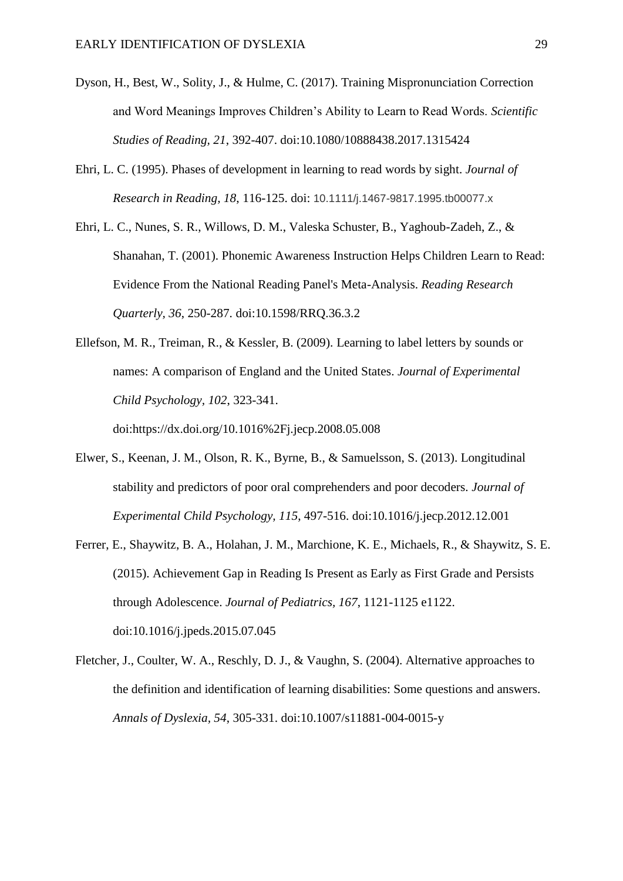Dyson, H., Best, W., Solity, J., & Hulme, C. (2017). Training Mispronunciation Correction and Word Meanings Improves Children's Ability to Learn to Read Words. *Scientific Studies of Reading, 21*, 392-407. doi:10.1080/10888438.2017.1315424

Ehri, L. C. (1995). Phases of development in learning to read words by sight. *Journal of Research in Reading, 18*, 116-125. doi: 10.1111/j.1467-9817.1995.tb00077.x

Ehri, L. C., Nunes, S. R., Willows, D. M., Valeska Schuster, B., Yaghoub-Zadeh, Z., & Shanahan, T. (2001). Phonemic Awareness Instruction Helps Children Learn to Read: Evidence From the National Reading Panel's Meta-Analysis. *Reading Research Quarterly, 36*, 250-287. doi:10.1598/RRQ.36.3.2

Ellefson, M. R., Treiman, R., & Kessler, B. (2009). Learning to label letters by sounds or names: A comparison of England and the United States. *Journal of Experimental Child Psychology, 102*, 323-341. doi:https://dx.doi.org/10.1016%2Fj.jecp.2008.05.008

Elwer, S., Keenan, J. M., Olson, R. K., Byrne, B., & Samuelsson, S. (2013). Longitudinal stability and predictors of poor oral comprehenders and poor decoders. *Journal of Experimental Child Psychology, 115*, 497-516. doi:10.1016/j.jecp.2012.12.001

Ferrer, E., Shaywitz, B. A., Holahan, J. M., Marchione, K. E., Michaels, R., & Shaywitz, S. E. (2015). Achievement Gap in Reading Is Present as Early as First Grade and Persists through Adolescence. *Journal of Pediatrics, 167*, 1121-1125 e1122. doi:10.1016/j.jpeds.2015.07.045

Fletcher, J., Coulter, W. A., Reschly, D. J., & Vaughn, S. (2004). Alternative approaches to the definition and identification of learning disabilities: Some questions and answers. *Annals of Dyslexia, 54*, 305-331. doi:10.1007/s11881-004-0015-y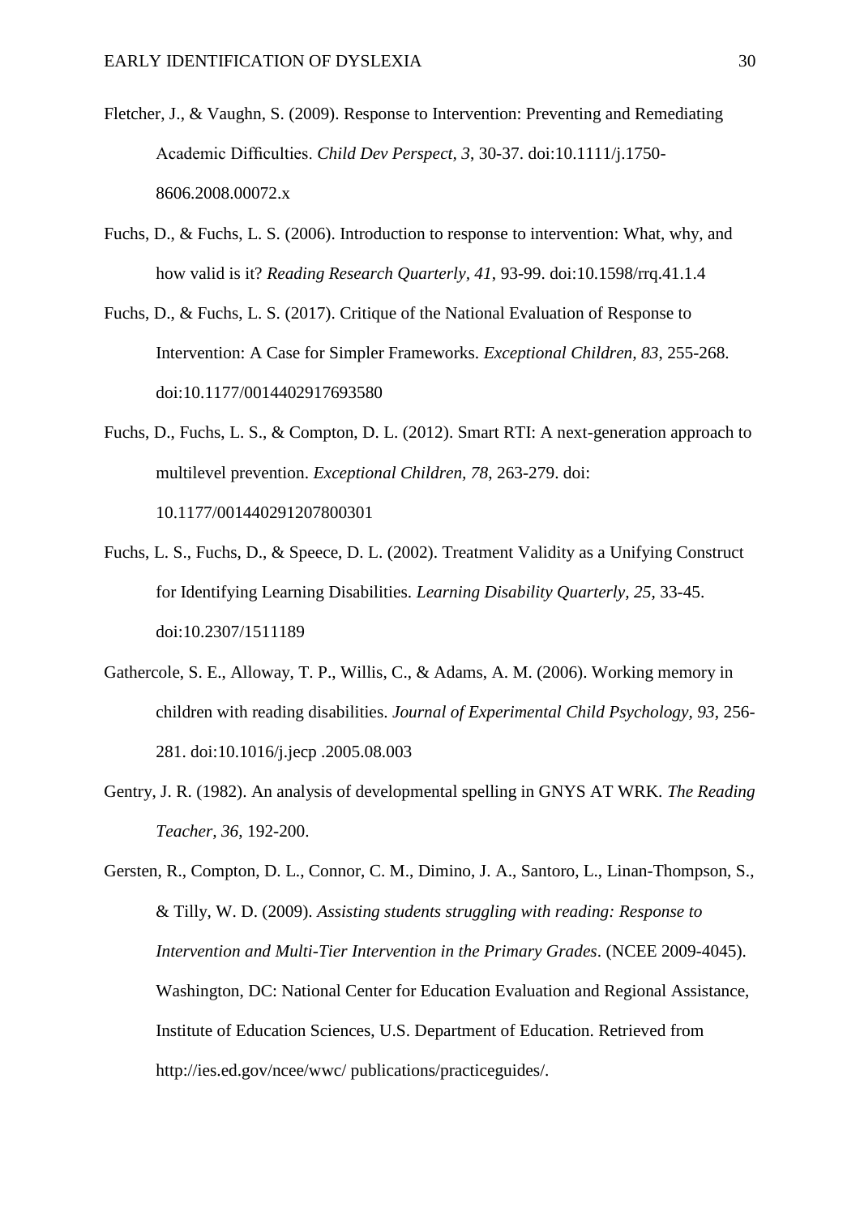Fletcher, J., & Vaughn, S. (2009). Response to Intervention: Preventing and Remediating Academic Difficulties. *Child Dev Perspect, 3*, 30-37. doi:10.1111/j.1750-8606.2008.00072.x

Fuchs, D., & Fuchs, L. S. (2006). Introduction to response to intervention: What, why, and how valid is it? *Reading Research Quarterly, 41*, 93-99. doi:10.1598/rrq.41.1.4

Fuchs, D., & Fuchs, L. S. (2017). Critique of the National Evaluation of Response to Intervention: A Case for Simpler Frameworks. *Exceptional Children, 83*, 255-268. doi:10.1177/0014402917693580

Fuchs, D., Fuchs, L. S., & Compton, D. L. (2012). Smart RTI: A next-generation approach to multilevel prevention. *Exceptional Children, 78*, 263-279. doi: 10.1177/001440291207800301

Fuchs, L. S., Fuchs, D., & Speece, D. L. (2002). Treatment Validity as a Unifying Construct for Identifying Learning Disabilities. *Learning Disability Quarterly, 25*, 33-45. doi:10.2307/1511189

Gathercole, S. E., Alloway, T. P., Willis, C., & Adams, A. M. (2006). Working memory in children with reading disabilities. *Journal of Experimental Child Psychology, 93*, 256-281. doi:10.1016/j.jecp .2005.08.003

Gentry, J. R. (1982). An analysis of developmental spelling in GNYS AT WRK. *The Reading Teacher, 36*, 192-200.

Gersten, R., Compton, D. L., Connor, C. M., Dimino, J. A., Santoro, L., Linan-Thompson, S., & Tilly, W. D. (2009). *Assisting students struggling with reading: Response to Intervention and Multi-Tier Intervention in the Primary Grades*. (NCEE 2009-4045). Washington, DC: National Center for Education Evaluation and Regional Assistance, Institute of Education Sciences, U.S. Department of Education. Retrieved from http://ies.ed.gov/ncee/wwc/ publications/practiceguides/.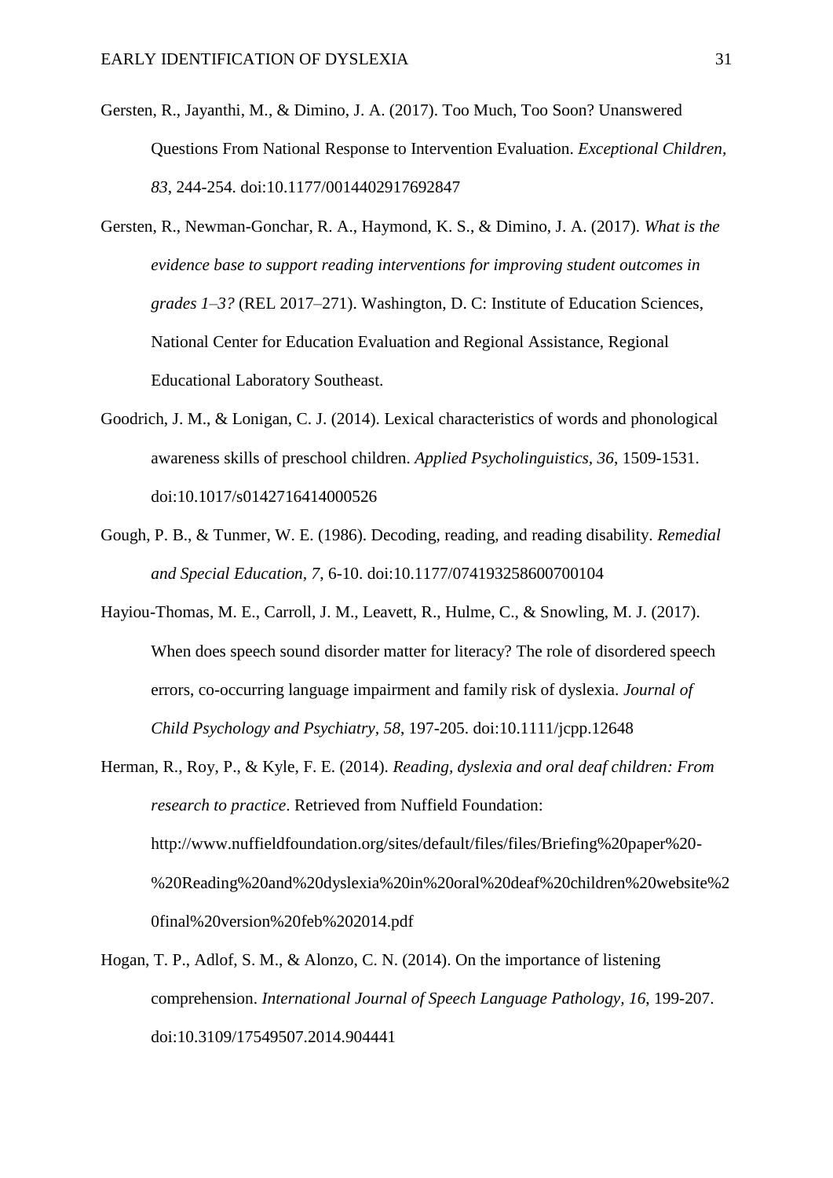Gersten, R., Jayanthi, M., & Dimino, J. A. (2017). Too Much, Too Soon? Unanswered Questions From National Response to Intervention Evaluation. *Exceptional Children, 83*, 244-254. doi:10.1177/0014402917692847

Gersten, R., Newman-Gonchar, R. A., Haymond, K. S., & Dimino, J. A. (2017). *What is the evidence base to support reading interventions for improving student outcomes in grades 1–3?* (REL 2017–271). Washington, D. C: Institute of Education Sciences, National Center for Education Evaluation and Regional Assistance, Regional Educational Laboratory Southeast.

Goodrich, J. M., & Lonigan, C. J. (2014). Lexical characteristics of words and phonological awareness skills of preschool children. *Applied Psycholinguistics, 36*, 1509-1531. doi:10.1017/s0142716414000526

Gough, P. B., & Tunmer, W. E. (1986). Decoding, reading, and reading disability. *Remedial and Special Education, 7*, 6-10. doi:10.1177/074193258600700104

Hayiou-Thomas, M. E., Carroll, J. M., Leavett, R., Hulme, C., & Snowling, M. J. (2017). When does speech sound disorder matter for literacy? The role of disordered speech errors, co-occurring language impairment and family risk of dyslexia. *Journal of Child Psychology and Psychiatry, 58*, 197-205. doi:10.1111/jcpp.12648

Herman, R., Roy, P., & Kyle, F. E. (2014). *Reading, dyslexia and oral deaf children: From research to practice*. Retrieved from Nuffield Foundation: http://www.nuffieldfoundation.org/sites/default/files/files/Briefing%20paper%20-%20Reading%20and%20dyslexia%20in%20oral%20deaf%20children%20website%20final%20version%20feb%202014.pdf

Hogan, T. P., Adlof, S. M., & Alonzo, C. N. (2014). On the importance of listening comprehension. *International Journal of Speech Language Pathology, 16*, 199-207. doi:10.3109/17549507.2014.904441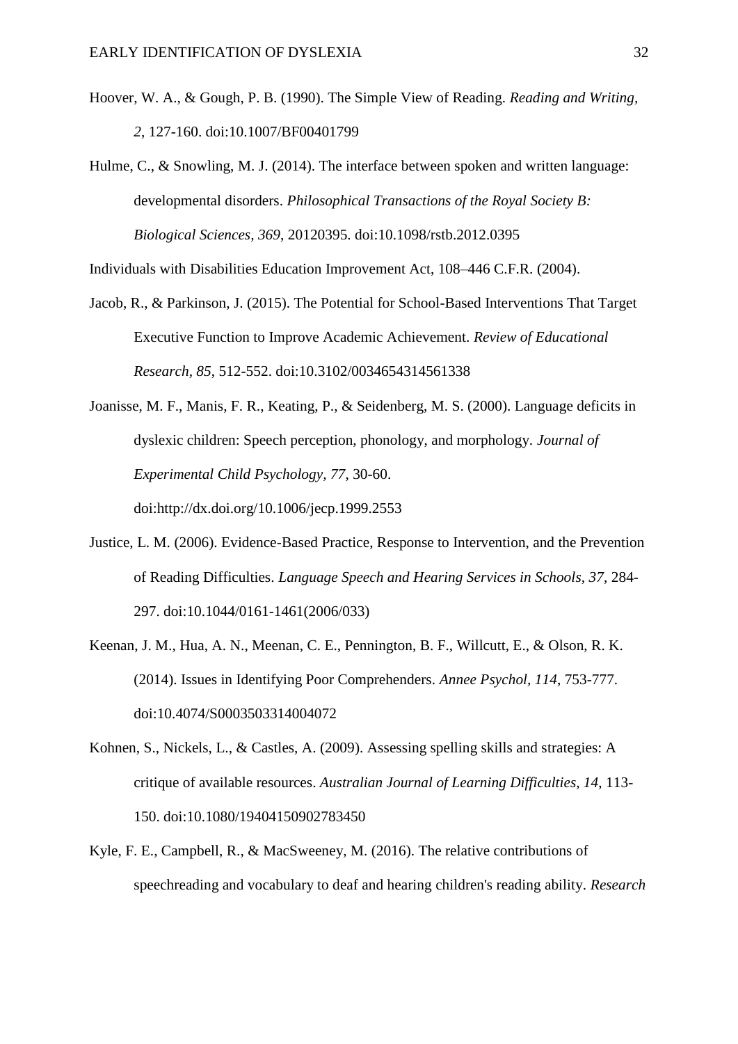Hoover, W. A., & Gough, P. B. (1990). The Simple View of Reading. *Reading and Writing, 2*, 127-160. doi:10.1007/BF00401799

Hulme, C., & Snowling, M. J. (2014). The interface between spoken and written language: developmental disorders. *Philosophical Transactions of the Royal Society B: Biological Sciences, 369*, 20120395. doi:10.1098/rstb.2012.0395

Individuals with Disabilities Education Improvement Act, 108–446 C.F.R. (2004).

Jacob, R., & Parkinson, J. (2015). The Potential for School-Based Interventions That Target Executive Function to Improve Academic Achievement. *Review of Educational Research, 85*, 512-552. doi:10.3102/0034654314561338

Joanisse, M. F., Manis, F. R., Keating, P., & Seidenberg, M. S. (2000). Language deficits in dyslexic children: Speech perception, phonology, and morphology. *Journal of Experimental Child Psychology, 77*, 30-60. doi:http://dx.doi.org/10.1006/jecp.1999.2553

Justice, L. M. (2006). Evidence-Based Practice, Response to Intervention, and the Prevention of Reading Difficulties. *Language Speech and Hearing Services in Schools, 37*, 284-297. doi:10.1044/0161-1461(2006/033)

Keenan, J. M., Hua, A. N., Meenan, C. E., Pennington, B. F., Willcutt, E., & Olson, R. K. (2014). Issues in Identifying Poor Comprehenders. *Annee Psychol, 114*, 753-777. doi:10.4074/S0003503314004072

Kohnen, S., Nickels, L., & Castles, A. (2009). Assessing spelling skills and strategies: A critique of available resources. *Australian Journal of Learning Difficulties, 14*, 113-150. doi:10.1080/19404150902783450

Kyle, F. E., Campbell, R., & MacSweeney, M. (2016). The relative contributions of speechreading and vocabulary to deaf and hearing children's reading ability. *Research*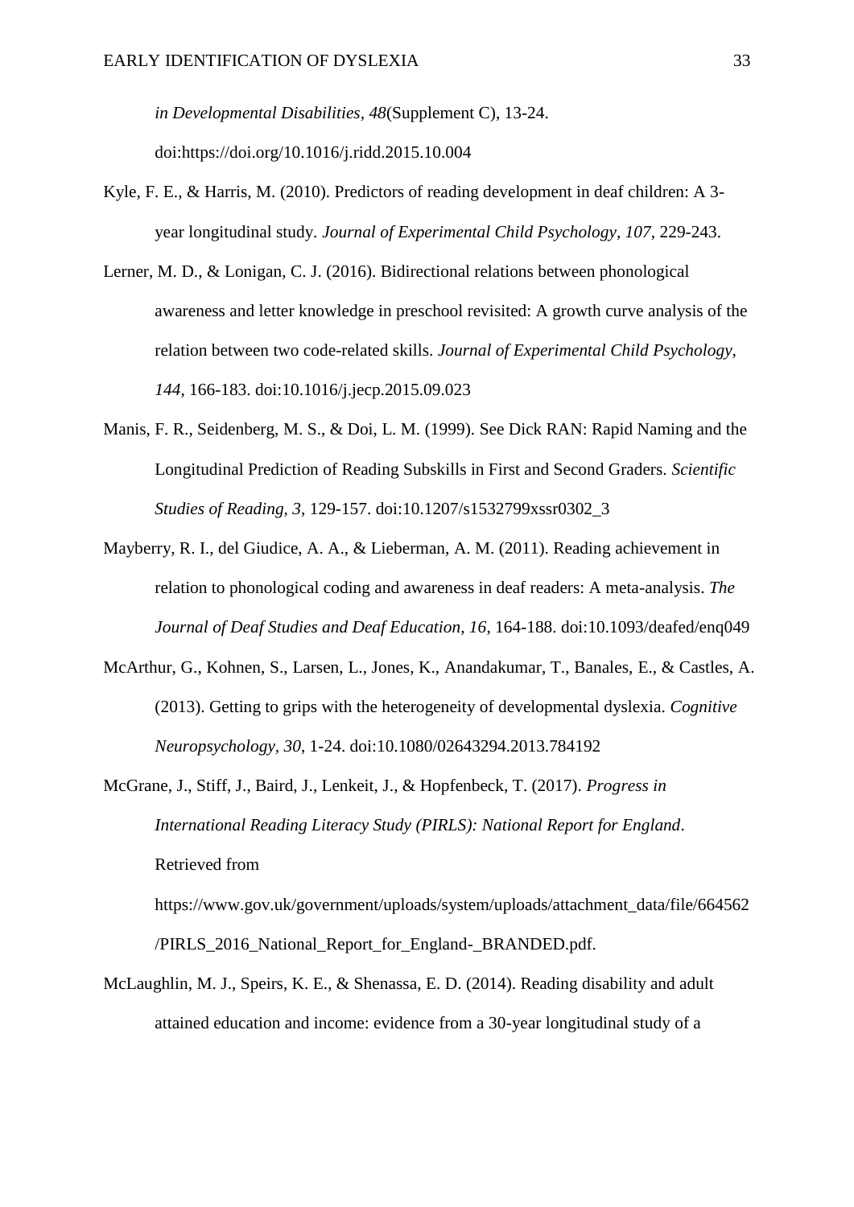*in Developmental Disabilities, 48*(Supplement C), 13-24. doi:https://doi.org/10.1016/j.ridd.2015.10.004

Kyle, F. E., & Harris, M. (2010). Predictors of reading development in deaf children: A 3-year longitudinal study. *Journal of Experimental Child Psychology, 107*, 229-243.

Lerner, M. D., & Lonigan, C. J. (2016). Bidirectional relations between phonological awareness and letter knowledge in preschool revisited: A growth curve analysis of the relation between two code-related skills. *Journal of Experimental Child Psychology, 144*, 166-183. doi:10.1016/j.jecp.2015.09.023

Manis, F. R., Seidenberg, M. S., & Doi, L. M. (1999). See Dick RAN: Rapid Naming and the Longitudinal Prediction of Reading Subskills in First and Second Graders. *Scientific Studies of Reading, 3*, 129-157. doi:10.1207/s1532799xssr0302_3

Mayberry, R. I., del Giudice, A. A., & Lieberman, A. M. (2011). Reading achievement in relation to phonological coding and awareness in deaf readers: A meta-analysis. *The Journal of Deaf Studies and Deaf Education, 16*, 164-188. doi:10.1093/deafed/enq049

McArthur, G., Kohnen, S., Larsen, L., Jones, K., Anandakumar, T., Banales, E., & Castles, A. (2013). Getting to grips with the heterogeneity of developmental dyslexia. *Cognitive Neuropsychology, 30*, 1-24. doi:10.1080/02643294.2013.784192

McGrane, J., Stiff, J., Baird, J., Lenkeit, J., & Hopfenbeck, T. (2017). *Progress in International Reading Literacy Study (PIRLS): National Report for England*. Retrieved from https://www.gov.uk/government/uploads/system/uploads/attachment_data/file/664562/PIRLS_2016_National_Report_for_England-_BRANDED.pdf.

McLaughlin, M. J., Speirs, K. E., & Shenassa, E. D. (2014). Reading disability and adult attained education and income: evidence from a 30-year longitudinal study of a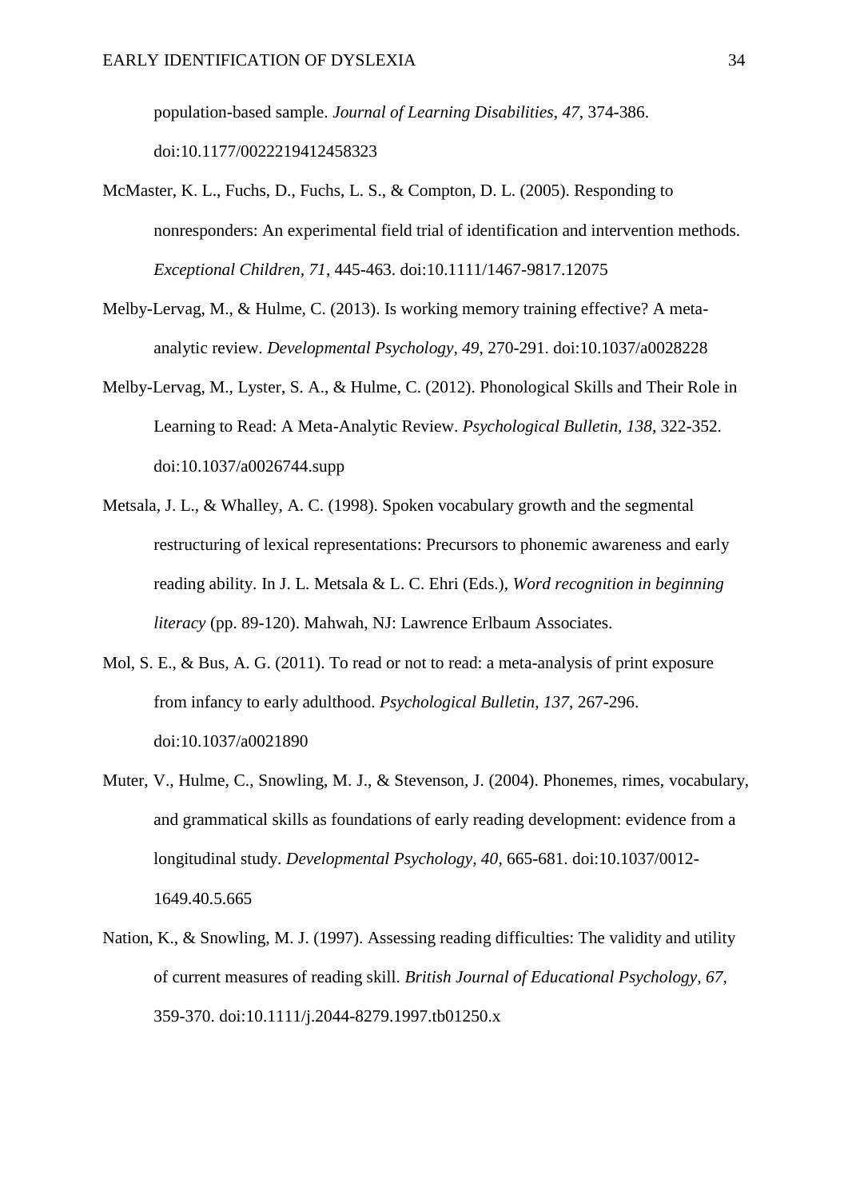population-based sample. *Journal of Learning Disabilities, 47*, 374-386. doi:10.1177/0022219412458323

McMaster, K. L., Fuchs, D., Fuchs, L. S., & Compton, D. L. (2005). Responding to nonresponders: An experimental field trial of identification and intervention methods. *Exceptional Children, 71*, 445-463. doi:10.1111/1467-9817.12075

Melby-Lervag, M., & Hulme, C. (2013). Is working memory training effective? A meta-analytic review. *Developmental Psychology, 49*, 270-291. doi:10.1037/a0028228

Melby-Lervag, M., Lyster, S. A., & Hulme, C. (2012). Phonological Skills and Their Role in Learning to Read: A Meta-Analytic Review. *Psychological Bulletin, 138*, 322-352. doi:10.1037/a0026744.supp

Metsala, J. L., & Whalley, A. C. (1998). Spoken vocabulary growth and the segmental restructuring of lexical representations: Precursors to phonemic awareness and early reading ability. In J. L. Metsala & L. C. Ehri (Eds.), *Word recognition in beginning literacy* (pp. 89-120). Mahwah, NJ: Lawrence Erlbaum Associates.

Mol, S. E., & Bus, A. G. (2011). To read or not to read: a meta-analysis of print exposure from infancy to early adulthood. *Psychological Bulletin, 137*, 267-296. doi:10.1037/a0021890

Muter, V., Hulme, C., Snowling, M. J., & Stevenson, J. (2004). Phonemes, rimes, vocabulary, and grammatical skills as foundations of early reading development: evidence from a longitudinal study. *Developmental Psychology, 40*, 665-681. doi:10.1037/0012-1649.40.5.665

Nation, K., & Snowling, M. J. (1997). Assessing reading difficulties: The validity and utility of current measures of reading skill. *British Journal of Educational Psychology, 67*, 359-370. doi:10.1111/j.2044-8279.1997.tb01250.x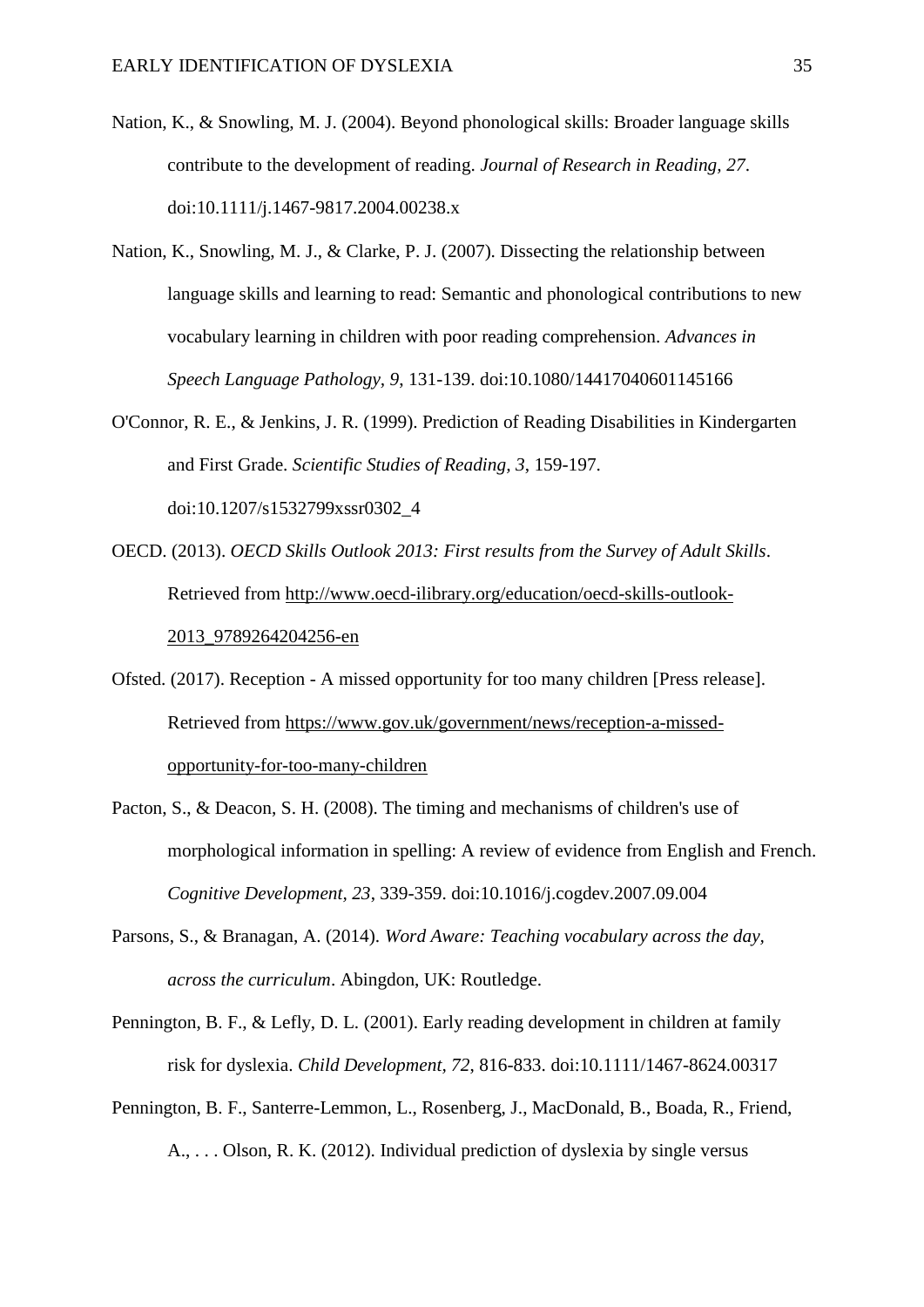Nation, K., & Snowling, M. J. (2004). Beyond phonological skills: Broader language skills contribute to the development of reading. *Journal of Research in Reading, 27*. doi:10.1111/j.1467-9817.2004.00238.x

Nation, K., Snowling, M. J., & Clarke, P. J. (2007). Dissecting the relationship between language skills and learning to read: Semantic and phonological contributions to new vocabulary learning in children with poor reading comprehension. *Advances in Speech Language Pathology, 9*, 131-139. doi:10.1080/14417040601145166

O'Connor, R. E., & Jenkins, J. R. (1999). Prediction of Reading Disabilities in Kindergarten and First Grade. *Scientific Studies of Reading, 3*, 159-197. doi:10.1207/s1532799xssr0302_4

OECD. (2013). *OECD Skills Outlook 2013: First results from the Survey of Adult Skills*. Retrieved from http://www.oecd-ilibrary.org/education/oecd-skills-outlook-2013_9789264204256-en

Ofsted. (2017). Reception - A missed opportunity for too many children [Press release]. Retrieved from https://www.gov.uk/government/news/reception-a-missed-opportunity-for-too-many-children

Pacton, S., & Deacon, S. H. (2008). The timing and mechanisms of children's use of morphological information in spelling: A review of evidence from English and French. *Cognitive Development, 23*, 339-359. doi:10.1016/j.cogdev.2007.09.004

Parsons, S., & Branagan, A. (2014). *Word Aware: Teaching vocabulary across the day, across the curriculum*. Abingdon, UK: Routledge.

Pennington, B. F., & Lefly, D. L. (2001). Early reading development in children at family risk for dyslexia. *Child Development, 72*, 816-833. doi:10.1111/1467-8624.00317

Pennington, B. F., Santerre-Lemmon, L., Rosenberg, J., MacDonald, B., Boada, R., Friend, A., . . . Olson, R. K. (2012). Individual prediction of dyslexia by single versus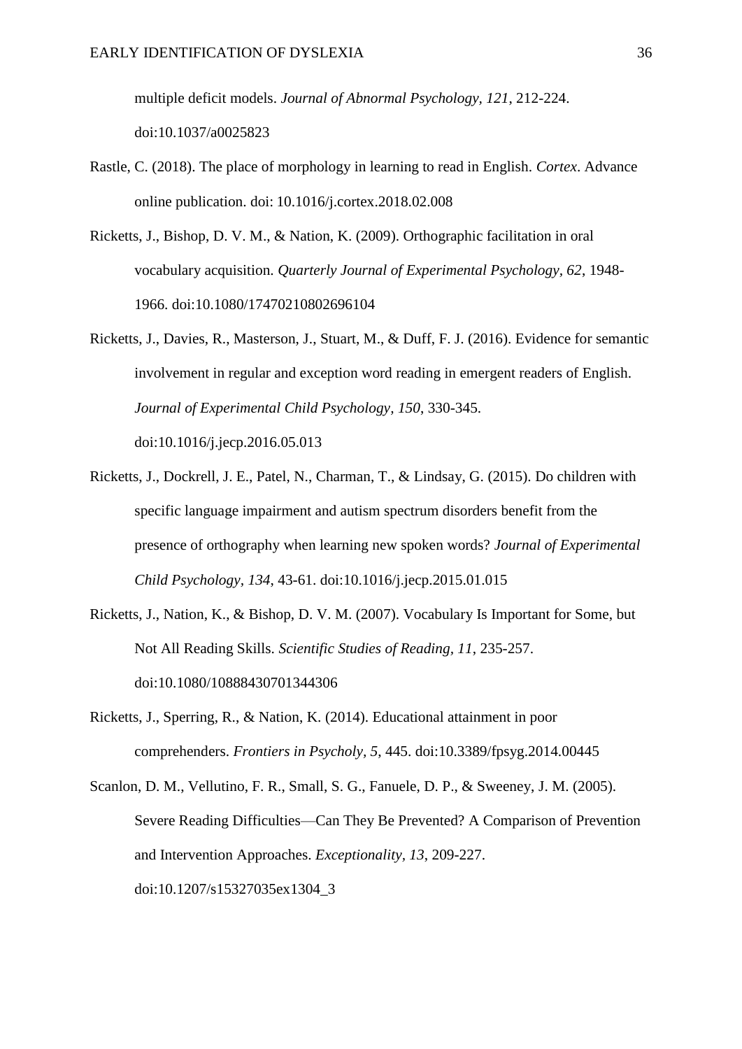multiple deficit models. *Journal of Abnormal Psychology, 121*, 212-224. doi:10.1037/a0025823

Rastle, C. (2018). The place of morphology in learning to read in English. *Cortex*. Advance online publication. doi: 10.1016/j.cortex.2018.02.008

Ricketts, J., Bishop, D. V. M., & Nation, K. (2009). Orthographic facilitation in oral vocabulary acquisition. *Quarterly Journal of Experimental Psychology, 62*, 1948-1966. doi:10.1080/17470210802696104

Ricketts, J., Davies, R., Masterson, J., Stuart, M., & Duff, F. J. (2016). Evidence for semantic involvement in regular and exception word reading in emergent readers of English. *Journal of Experimental Child Psychology, 150*, 330-345. doi:10.1016/j.jecp.2016.05.013

Ricketts, J., Dockrell, J. E., Patel, N., Charman, T., & Lindsay, G. (2015). Do children with specific language impairment and autism spectrum disorders benefit from the presence of orthography when learning new spoken words? *Journal of Experimental Child Psychology, 134*, 43-61. doi:10.1016/j.jecp.2015.01.015

Ricketts, J., Nation, K., & Bishop, D. V. M. (2007). Vocabulary Is Important for Some, but Not All Reading Skills. *Scientific Studies of Reading, 11*, 235-257. doi:10.1080/10888430701344306

Ricketts, J., Sperring, R., & Nation, K. (2014). Educational attainment in poor comprehenders. *Frontiers in Psycholy, 5*, 445. doi:10.3389/fpsyg.2014.00445

Scanlon, D. M., Vellutino, F. R., Small, S. G., Fanuele, D. P., & Sweeney, J. M. (2005). Severe Reading Difficulties—Can They Be Prevented? A Comparison of Prevention and Intervention Approaches. *Exceptionality, 13*, 209-227. doi:10.1207/s15327035ex1304_3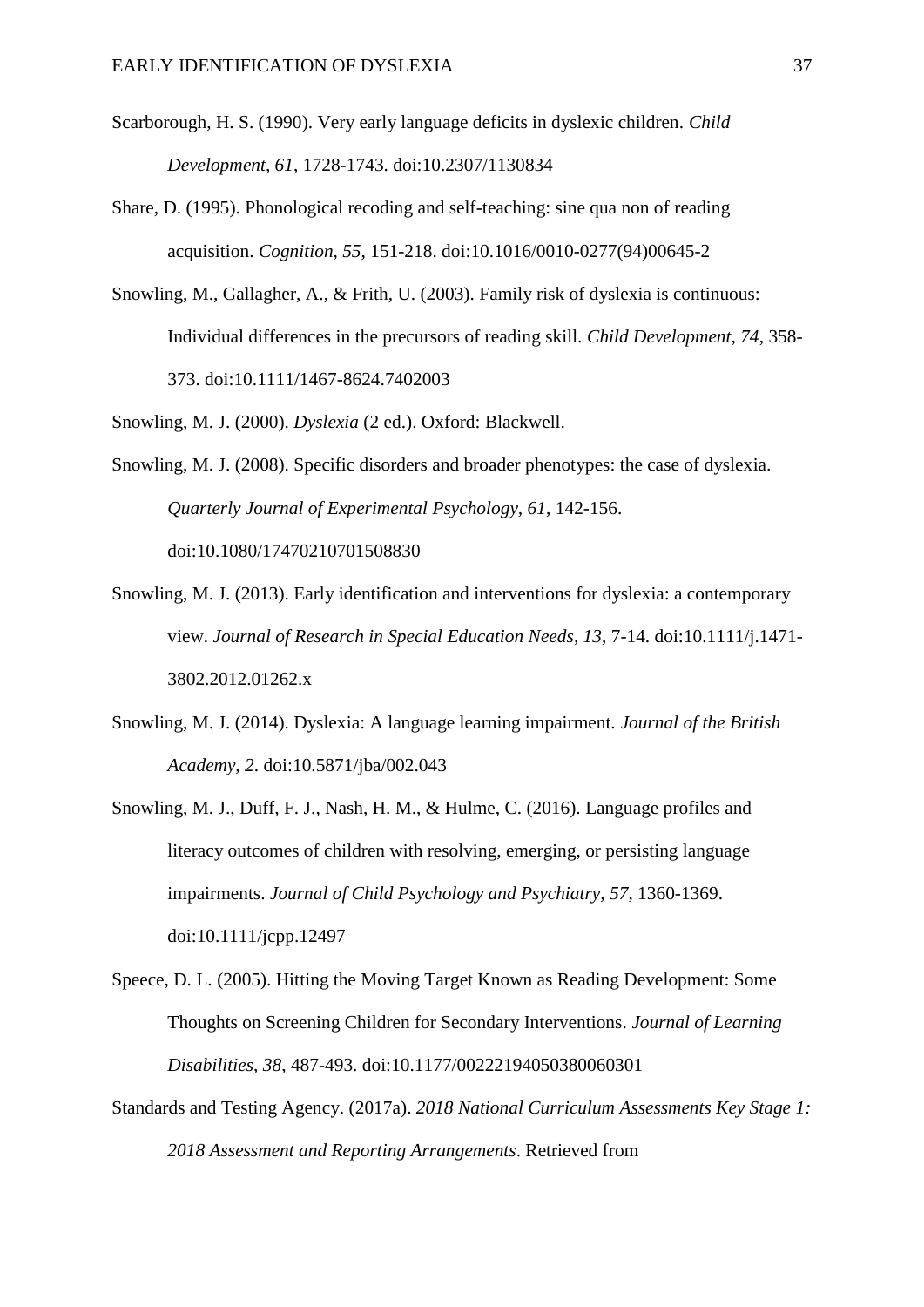Scarborough, H. S. (1990). Very early language deficits in dyslexic children. *Child Development, 61*, 1728-1743. doi:10.2307/1130834

Share, D. (1995). Phonological recoding and self-teaching: sine qua non of reading acquisition. *Cognition, 55*, 151-218. doi:10.1016/0010-0277(94)00645-2

Snowling, M., Gallagher, A., & Frith, U. (2003). Family risk of dyslexia is continuous: Individual differences in the precursors of reading skill. *Child Development, 74*, 358-373. doi:10.1111/1467-8624.7402003

Snowling, M. J. (2000). *Dyslexia* (2 ed.). Oxford: Blackwell.

Snowling, M. J. (2008). Specific disorders and broader phenotypes: the case of dyslexia. *Quarterly Journal of Experimental Psychology, 61*, 142-156. doi:10.1080/17470210701508830

Snowling, M. J. (2013). Early identification and interventions for dyslexia: a contemporary view. *Journal of Research in Special Education Needs, 13*, 7-14. doi:10.1111/j.1471-3802.2012.01262.x

Snowling, M. J. (2014). Dyslexia: A language learning impairment. *Journal of the British Academy, 2*. doi:10.5871/jba/002.043

Snowling, M. J., Duff, F. J., Nash, H. M., & Hulme, C. (2016). Language profiles and literacy outcomes of children with resolving, emerging, or persisting language impairments. *Journal of Child Psychology and Psychiatry, 57*, 1360-1369. doi:10.1111/jcpp.12497

Speece, D. L. (2005). Hitting the Moving Target Known as Reading Development: Some Thoughts on Screening Children for Secondary Interventions. *Journal of Learning Disabilities, 38*, 487-493. doi:10.1177/00222194050380060301

Standards and Testing Agency. (2017a). *2018 National Curriculum Assessments Key Stage 1: 2018 Assessment and Reporting Arrangements*. Retrieved from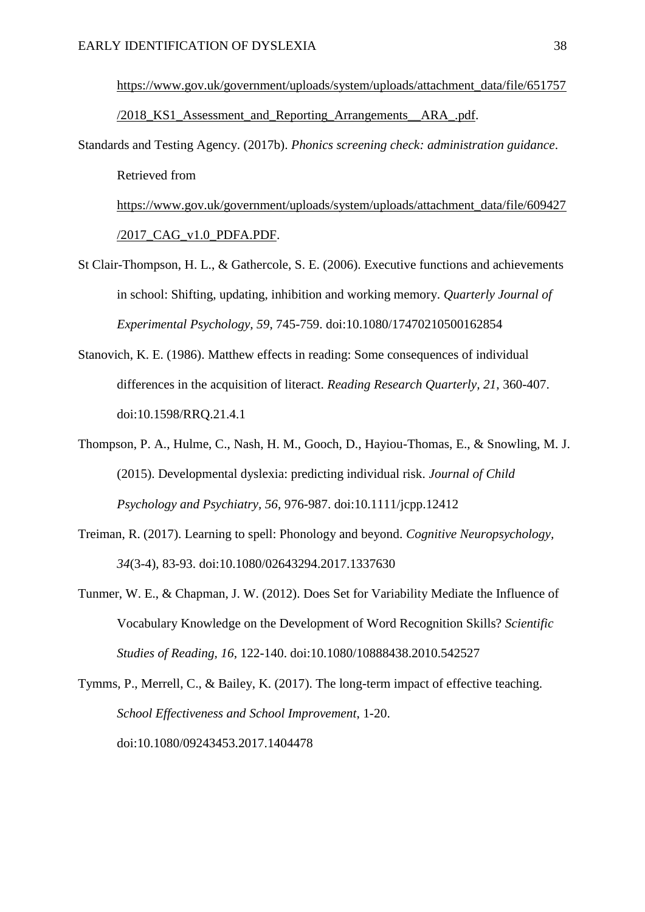https://www.gov.uk/government/uploads/system/uploads/attachment_data/file/651757/2018_KS1_Assessment_and_Reporting_Arrangements__ARA_.pdf.

Standards and Testing Agency. (2017b). *Phonics screening check: administration guidance*. Retrieved from https://www.gov.uk/government/uploads/system/uploads/attachment_data/file/609427/2017_CAG_v1.0_PDFA.PDF.

St Clair-Thompson, H. L., & Gathercole, S. E. (2006). Executive functions and achievements in school: Shifting, updating, inhibition and working memory. *Quarterly Journal of Experimental Psychology, 59*, 745-759. doi:10.1080/17470210500162854

Stanovich, K. E. (1986). Matthew effects in reading: Some consequences of individual differences in the acquisition of literact. *Reading Research Quarterly, 21*, 360-407. doi:10.1598/RRQ.21.4.1

Thompson, P. A., Hulme, C., Nash, H. M., Gooch, D., Hayiou-Thomas, E., & Snowling, M. J. (2015). Developmental dyslexia: predicting individual risk. *Journal of Child Psychology and Psychiatry, 56*, 976-987. doi:10.1111/jcpp.12412

Treiman, R. (2017). Learning to spell: Phonology and beyond. *Cognitive Neuropsychology, 34*(3-4), 83-93. doi:10.1080/02643294.2017.1337630

Tunmer, W. E., & Chapman, J. W. (2012). Does Set for Variability Mediate the Influence of Vocabulary Knowledge on the Development of Word Recognition Skills? *Scientific Studies of Reading, 16*, 122-140. doi:10.1080/10888438.2010.542527

Tymms, P., Merrell, C., & Bailey, K. (2017). The long-term impact of effective teaching. *School Effectiveness and School Improvement*, 1-20. doi:10.1080/09243453.2017.1404478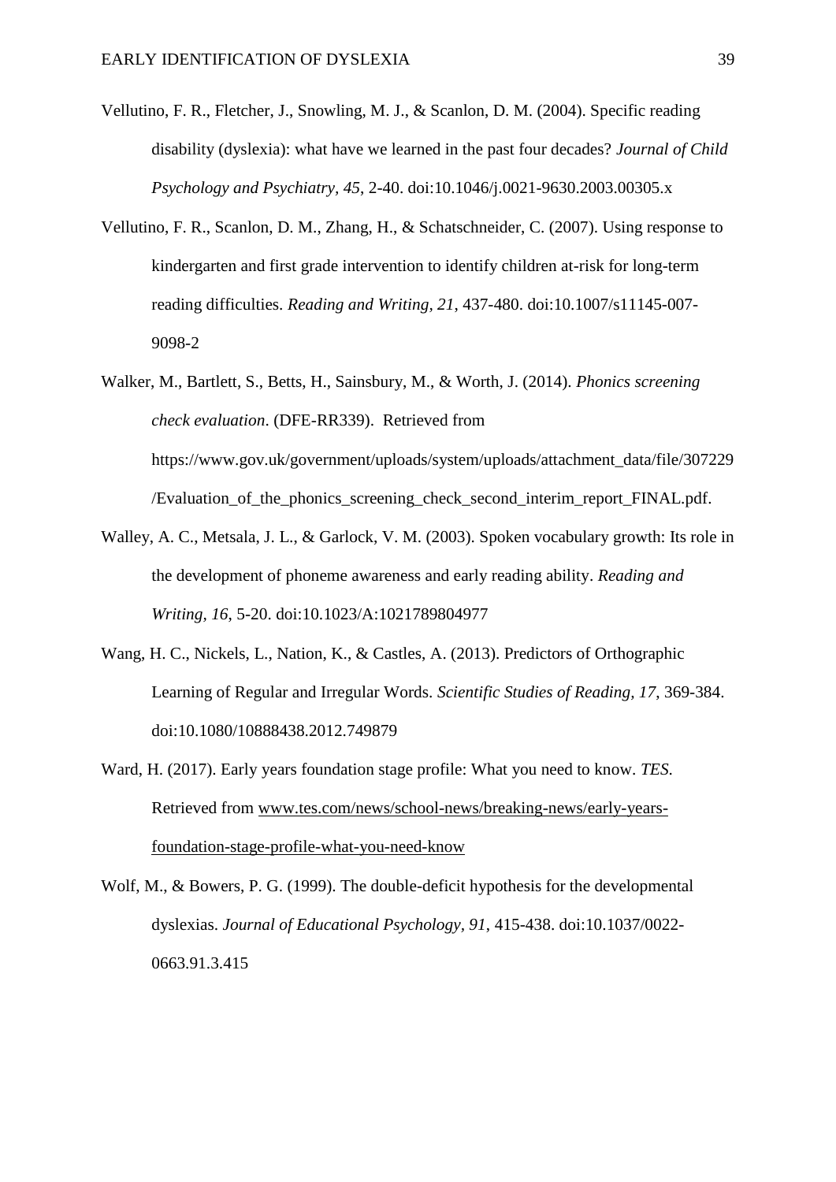Vellutino, F. R., Fletcher, J., Snowling, M. J., & Scanlon, D. M. (2004). Specific reading disability (dyslexia): what have we learned in the past four decades? *Journal of Child Psychology and Psychiatry*, *45*, 2-40. doi:10.1046/j.0021-9630.2003.00305.x

Vellutino, F. R., Scanlon, D. M., Zhang, H., & Schatschneider, C. (2007). Using response to kindergarten and first grade intervention to identify children at-risk for long-term reading difficulties. *Reading and Writing*, *21*, 437-480. doi:10.1007/s11145-007-9098-2

Walker, M., Bartlett, S., Betts, H., Sainsbury, M., & Worth, J. (2014). *Phonics screening check evaluation*. (DFE-RR339). Retrieved from https://www.gov.uk/government/uploads/system/uploads/attachment_data/file/307229/Evaluation_of_the_phonics_screening_check_second_interim_report_FINAL.pdf.

Walley, A. C., Metsala, J. L., & Garlock, V. M. (2003). Spoken vocabulary growth: Its role in the development of phoneme awareness and early reading ability. *Reading and Writing, 16*, 5-20. doi:10.1023/A:1021789804977

Wang, H. C., Nickels, L., Nation, K., & Castles, A. (2013). Predictors of Orthographic Learning of Regular and Irregular Words. *Scientific Studies of Reading, 17*, 369-384. doi:10.1080/10888438.2012.749879

Ward, H. (2017). Early years foundation stage profile: What you need to know. *TES.* Retrieved from www.tes.com/news/school-news/breaking-news/early-years-foundation-stage-profile-what-you-need-know

Wolf, M., & Bowers, P. G. (1999). The double-deficit hypothesis for the developmental dyslexias. *Journal of Educational Psychology*, *91*, 415-438. doi:10.1037/0022-0663.91.3.415